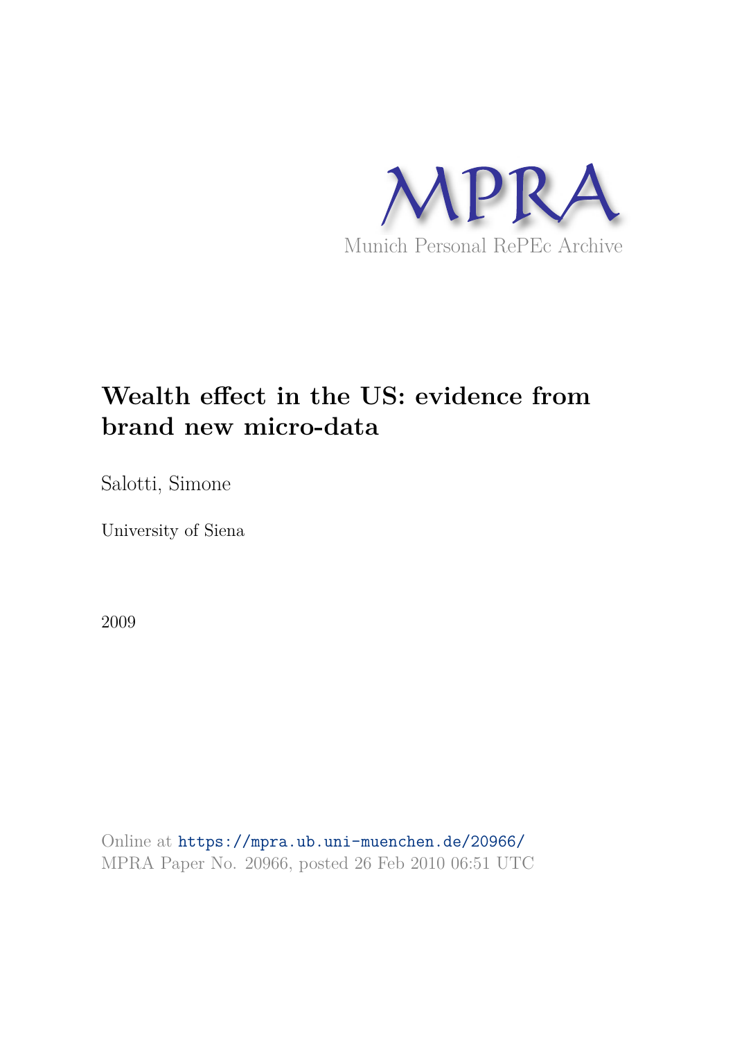MPRA

Munich Personal RePEc Archive

# Wealth effect in the US: evidence from brand new micro-data

Salotti, Simone

University of Siena

2009

Online at https://mpra.ub.uni-muenchen.de/20966/
MPRA Paper No. 20966, posted 26 Feb 2010 06:51 UTC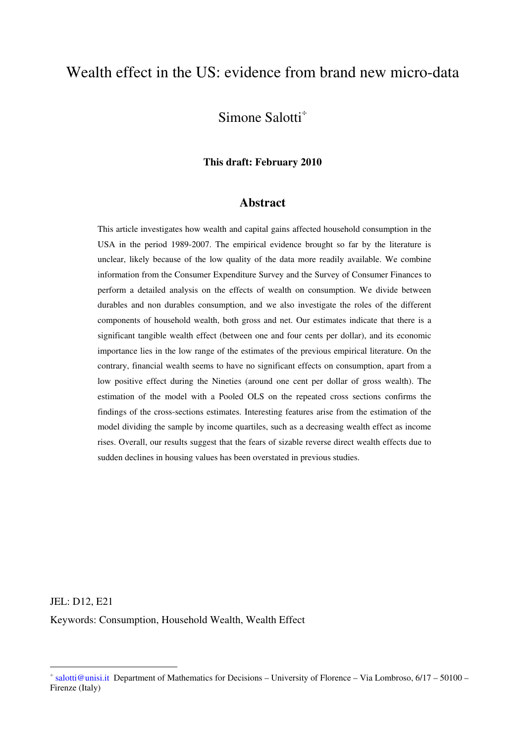# Wealth effect in the US: evidence from brand new micro-data

Simone Salotti[*]

**This draft: February 2010**

## Abstract

This article investigates how wealth and capital gains affected household consumption in the USA in the period 1989-2007. The empirical evidence brought so far by the literature is unclear, likely because of the low quality of the data more readily available. We combine information from the Consumer Expenditure Survey and the Survey of Consumer Finances to perform a detailed analysis on the effects of wealth on consumption. We divide between durables and non durables consumption, and we also investigate the roles of the different components of household wealth, both gross and net. Our estimates indicate that there is a significant tangible wealth effect (between one and four cents per dollar), and its economic importance lies in the low range of the estimates of the previous empirical literature. On the contrary, financial wealth seems to have no significant effects on consumption, apart from a low positive effect during the Nineties (around one cent per dollar of gross wealth). The estimation of the model with a Pooled OLS on the repeated cross sections confirms the findings of the cross-sections estimates. Interesting features arise from the estimation of the model dividing the sample by income quartiles, such as a decreasing wealth effect as income rises. Overall, our results suggest that the fears of sizable reverse direct wealth effects due to sudden declines in housing values has been overstated in previous studies.

JEL: D12, E21

Keywords: Consumption, Household Wealth, Wealth Effect

---

[*] salotti@unisi.it Department of Mathematics for Decisions – University of Florence – Via Lombroso, 6/17 – 50100 – Firenze (Italy)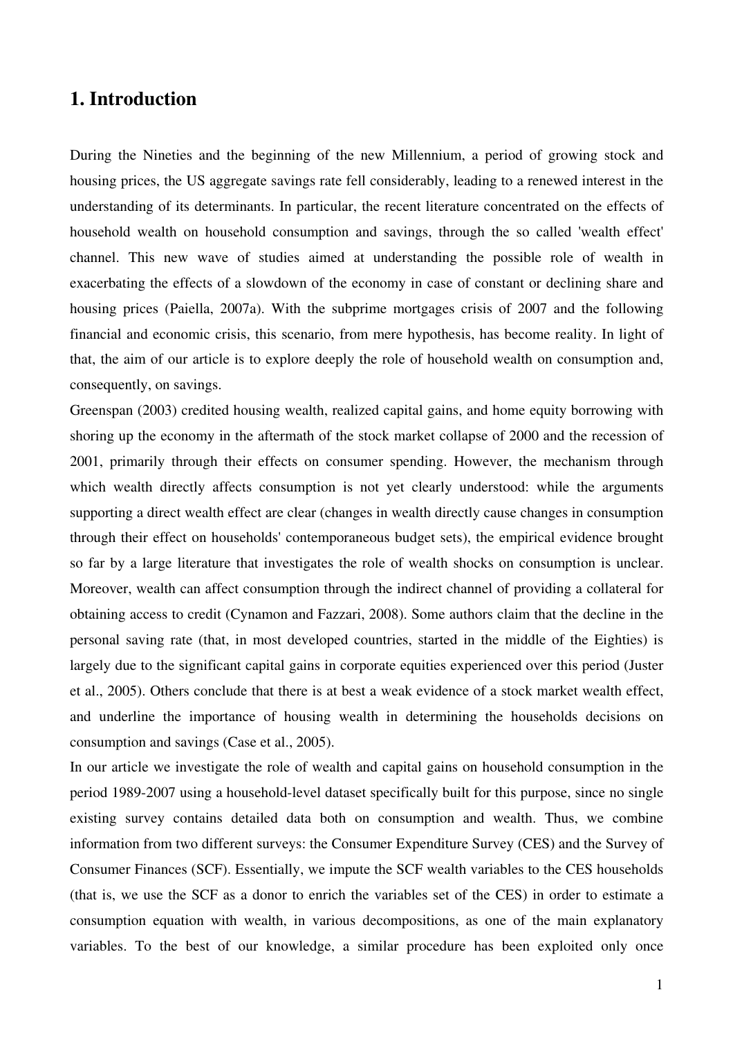# 1. Introduction

During the Nineties and the beginning of the new Millennium, a period of growing stock and housing prices, the US aggregate savings rate fell considerably, leading to a renewed interest in the understanding of its determinants. In particular, the recent literature concentrated on the effects of household wealth on household consumption and savings, through the so called 'wealth effect' channel. This new wave of studies aimed at understanding the possible role of wealth in exacerbating the effects of a slowdown of the economy in case of constant or declining share and housing prices (Paiella, 2007a). With the subprime mortgages crisis of 2007 and the following financial and economic crisis, this scenario, from mere hypothesis, has become reality. In light of that, the aim of our article is to explore deeply the role of household wealth on consumption and, consequently, on savings.

Greenspan (2003) credited housing wealth, realized capital gains, and home equity borrowing with shoring up the economy in the aftermath of the stock market collapse of 2000 and the recession of 2001, primarily through their effects on consumer spending. However, the mechanism through which wealth directly affects consumption is not yet clearly understood: while the arguments supporting a direct wealth effect are clear (changes in wealth directly cause changes in consumption through their effect on households' contemporaneous budget sets), the empirical evidence brought so far by a large literature that investigates the role of wealth shocks on consumption is unclear. Moreover, wealth can affect consumption through the indirect channel of providing a collateral for obtaining access to credit (Cynamon and Fazzari, 2008). Some authors claim that the decline in the personal saving rate (that, in most developed countries, started in the middle of the Eighties) is largely due to the significant capital gains in corporate equities experienced over this period (Juster et al., 2005). Others conclude that there is at best a weak evidence of a stock market wealth effect, and underline the importance of housing wealth in determining the households decisions on consumption and savings (Case et al., 2005).

In our article we investigate the role of wealth and capital gains on household consumption in the period 1989-2007 using a household-level dataset specifically built for this purpose, since no single existing survey contains detailed data both on consumption and wealth. Thus, we combine information from two different surveys: the Consumer Expenditure Survey (CES) and the Survey of Consumer Finances (SCF). Essentially, we impute the SCF wealth variables to the CES households (that is, we use the SCF as a donor to enrich the variables set of the CES) in order to estimate a consumption equation with wealth, in various decompositions, as one of the main explanatory variables. To the best of our knowledge, a similar procedure has been exploited only once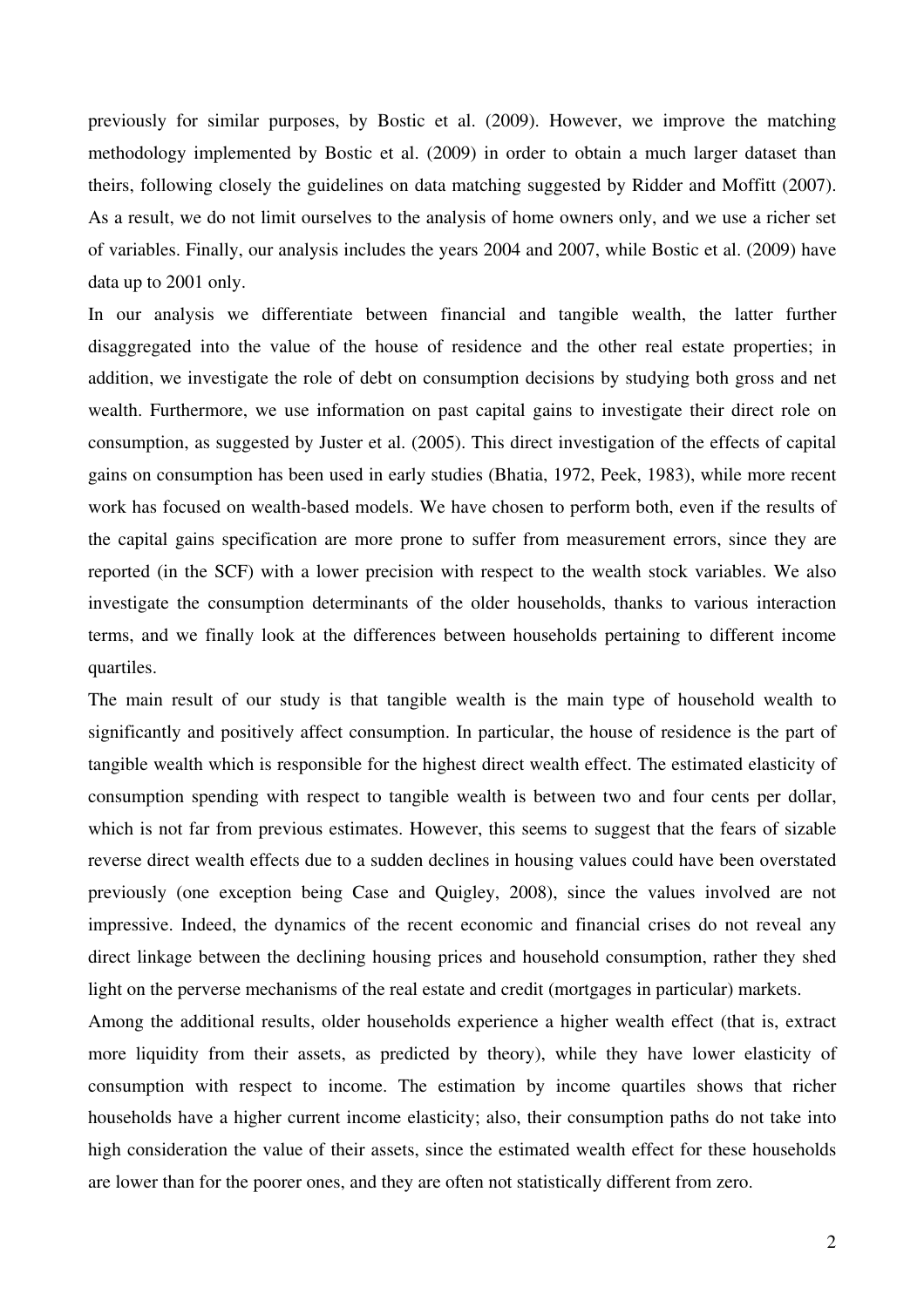previously for similar purposes, by Bostic et al. (2009). However, we improve the matching methodology implemented by Bostic et al. (2009) in order to obtain a much larger dataset than theirs, following closely the guidelines on data matching suggested by Ridder and Moffitt (2007). As a result, we do not limit ourselves to the analysis of home owners only, and we use a richer set of variables. Finally, our analysis includes the years 2004 and 2007, while Bostic et al. (2009) have data up to 2001 only.

In our analysis we differentiate between financial and tangible wealth, the latter further disaggregated into the value of the house of residence and the other real estate properties; in addition, we investigate the role of debt on consumption decisions by studying both gross and net wealth. Furthermore, we use information on past capital gains to investigate their direct role on consumption, as suggested by Juster et al. (2005). This direct investigation of the effects of capital gains on consumption has been used in early studies (Bhatia, 1972, Peek, 1983), while more recent work has focused on wealth-based models. We have chosen to perform both, even if the results of the capital gains specification are more prone to suffer from measurement errors, since they are reported (in the SCF) with a lower precision with respect to the wealth stock variables. We also investigate the consumption determinants of the older households, thanks to various interaction terms, and we finally look at the differences between households pertaining to different income quartiles.

The main result of our study is that tangible wealth is the main type of household wealth to significantly and positively affect consumption. In particular, the house of residence is the part of tangible wealth which is responsible for the highest direct wealth effect. The estimated elasticity of consumption spending with respect to tangible wealth is between two and four cents per dollar, which is not far from previous estimates. However, this seems to suggest that the fears of sizable reverse direct wealth effects due to a sudden declines in housing values could have been overstated previously (one exception being Case and Quigley, 2008), since the values involved are not impressive. Indeed, the dynamics of the recent economic and financial crises do not reveal any direct linkage between the declining housing prices and household consumption, rather they shed light on the perverse mechanisms of the real estate and credit (mortgages in particular) markets.

Among the additional results, older households experience a higher wealth effect (that is, extract more liquidity from their assets, as predicted by theory), while they have lower elasticity of consumption with respect to income. The estimation by income quartiles shows that richer households have a higher current income elasticity; also, their consumption paths do not take into high consideration the value of their assets, since the estimated wealth effect for these households are lower than for the poorer ones, and they are often not statistically different from zero.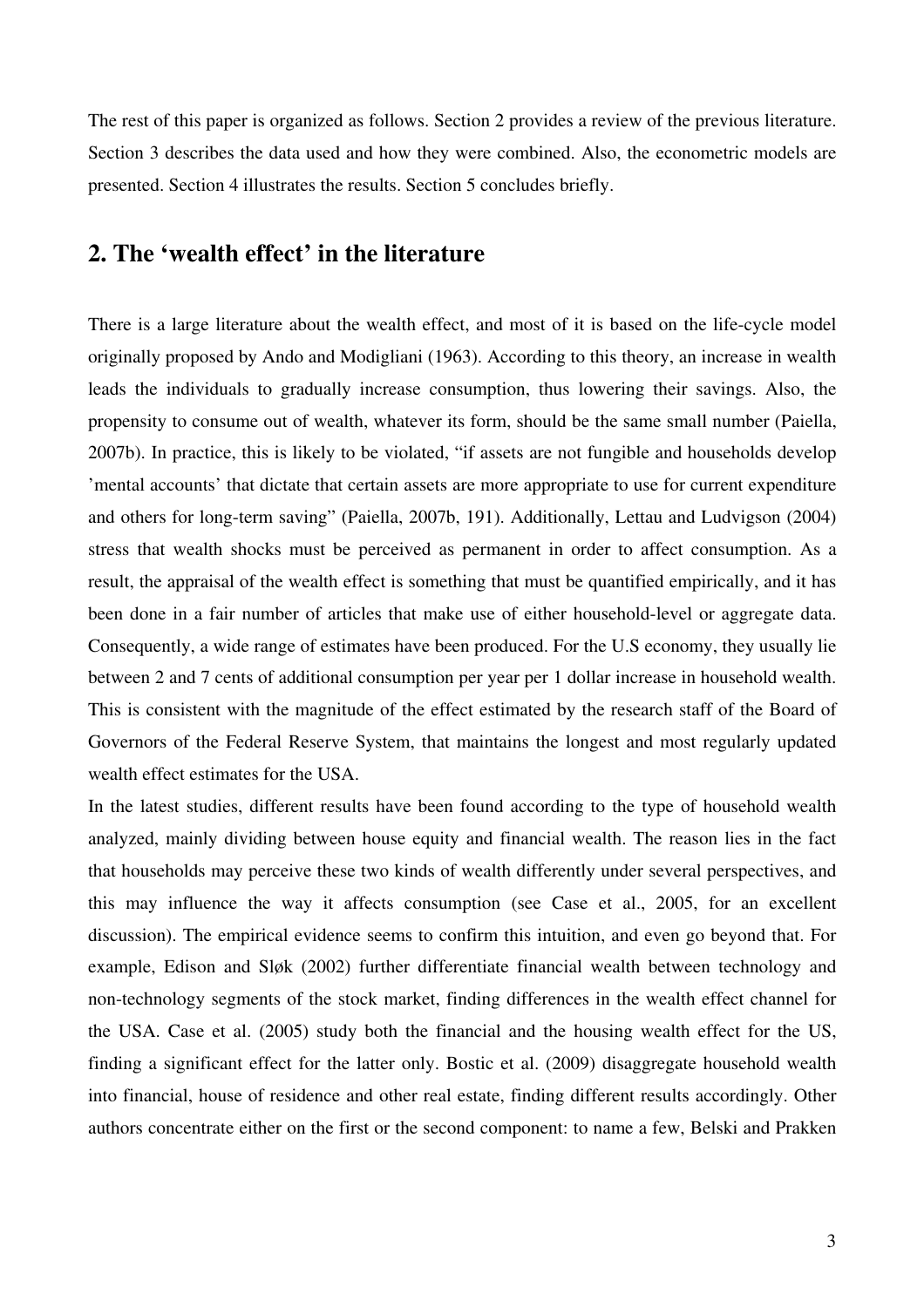The rest of this paper is organized as follows. Section 2 provides a review of the previous literature. Section 3 describes the data used and how they were combined. Also, the econometric models are presented. Section 4 illustrates the results. Section 5 concludes briefly.

## 2. The 'wealth effect' in the literature

There is a large literature about the wealth effect, and most of it is based on the life-cycle model originally proposed by Ando and Modigliani (1963). According to this theory, an increase in wealth leads the individuals to gradually increase consumption, thus lowering their savings. Also, the propensity to consume out of wealth, whatever its form, should be the same small number (Paiella, 2007b). In practice, this is likely to be violated, "if assets are not fungible and households develop 'mental accounts' that dictate that certain assets are more appropriate to use for current expenditure and others for long-term saving" (Paiella, 2007b, 191). Additionally, Lettau and Ludvigson (2004) stress that wealth shocks must be perceived as permanent in order to affect consumption. As a result, the appraisal of the wealth effect is something that must be quantified empirically, and it has been done in a fair number of articles that make use of either household-level or aggregate data. Consequently, a wide range of estimates have been produced. For the U.S economy, they usually lie between 2 and 7 cents of additional consumption per year per 1 dollar increase in household wealth. This is consistent with the magnitude of the effect estimated by the research staff of the Board of Governors of the Federal Reserve System, that maintains the longest and most regularly updated wealth effect estimates for the USA.

In the latest studies, different results have been found according to the type of household wealth analyzed, mainly dividing between house equity and financial wealth. The reason lies in the fact that households may perceive these two kinds of wealth differently under several perspectives, and this may influence the way it affects consumption (see Case et al., 2005, for an excellent discussion). The empirical evidence seems to confirm this intuition, and even go beyond that. For example, Edison and Sløk (2002) further differentiate financial wealth between technology and non-technology segments of the stock market, finding differences in the wealth effect channel for the USA. Case et al. (2005) study both the financial and the housing wealth effect for the US, finding a significant effect for the latter only. Bostic et al. (2009) disaggregate household wealth into financial, house of residence and other real estate, finding different results accordingly. Other authors concentrate either on the first or the second component: to name a few, Belski and Prakken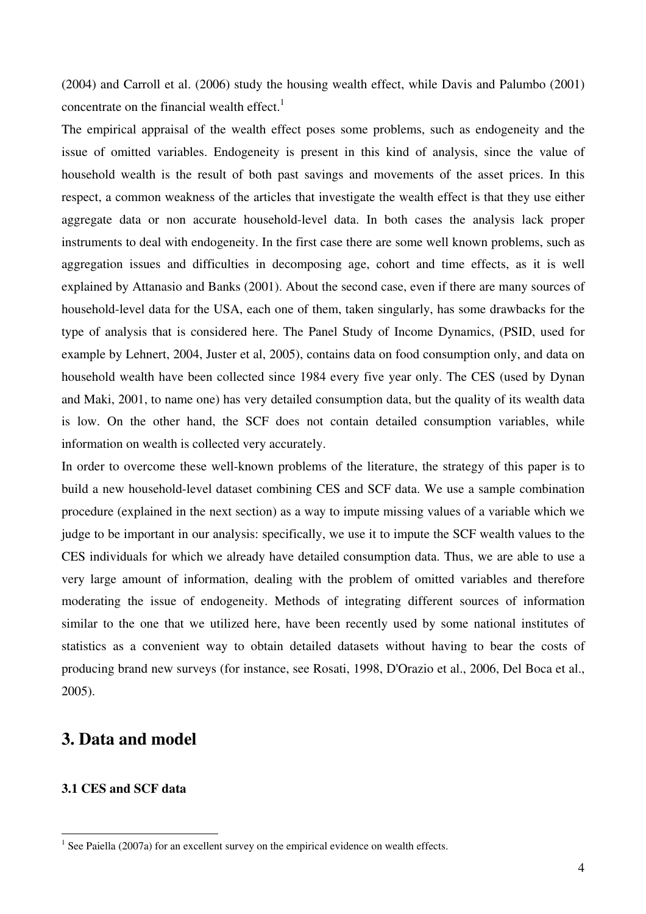(2004) and Carroll et al. (2006) study the housing wealth effect, while Davis and Palumbo (2001) concentrate on the financial wealth effect.[1]

The empirical appraisal of the wealth effect poses some problems, such as endogeneity and the issue of omitted variables. Endogeneity is present in this kind of analysis, since the value of household wealth is the result of both past savings and movements of the asset prices. In this respect, a common weakness of the articles that investigate the wealth effect is that they use either aggregate data or non accurate household-level data. In both cases the analysis lack proper instruments to deal with endogeneity. In the first case there are some well known problems, such as aggregation issues and difficulties in decomposing age, cohort and time effects, as it is well explained by Attanasio and Banks (2001). About the second case, even if there are many sources of household-level data for the USA, each one of them, taken singularly, has some drawbacks for the type of analysis that is considered here. The Panel Study of Income Dynamics, (PSID, used for example by Lehnert, 2004, Juster et al, 2005), contains data on food consumption only, and data on household wealth have been collected since 1984 every five year only. The CES (used by Dynan and Maki, 2001, to name one) has very detailed consumption data, but the quality of its wealth data is low. On the other hand, the SCF does not contain detailed consumption variables, while information on wealth is collected very accurately.

In order to overcome these well-known problems of the literature, the strategy of this paper is to build a new household-level dataset combining CES and SCF data. We use a sample combination procedure (explained in the next section) as a way to impute missing values of a variable which we judge to be important in our analysis: specifically, we use it to impute the SCF wealth values to the CES individuals for which we already have detailed consumption data. Thus, we are able to use a very large amount of information, dealing with the problem of omitted variables and therefore moderating the issue of endogeneity. Methods of integrating different sources of information similar to the one that we utilized here, have been recently used by some national institutes of statistics as a convenient way to obtain detailed datasets without having to bear the costs of producing brand new surveys (for instance, see Rosati, 1998, D'Orazio et al., 2006, Del Boca et al., 2005).

## 3. Data and model

### 3.1 CES and SCF data

[1] See Paiella (2007a) for an excellent survey on the empirical evidence on wealth effects.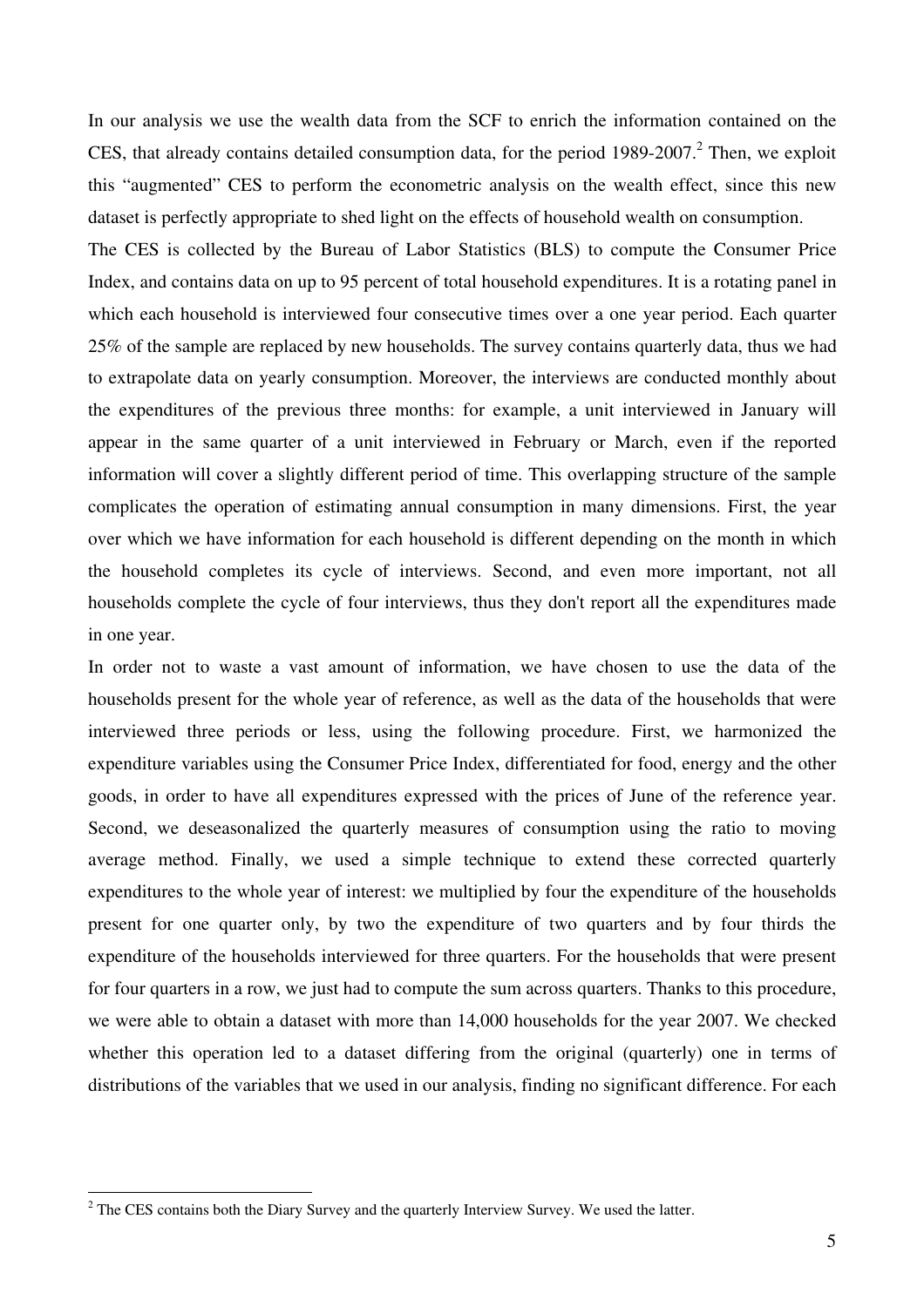In our analysis we use the wealth data from the SCF to enrich the information contained on the CES, that already contains detailed consumption data, for the period 1989-2007.[2] Then, we exploit this "augmented" CES to perform the econometric analysis on the wealth effect, since this new dataset is perfectly appropriate to shed light on the effects of household wealth on consumption.

The CES is collected by the Bureau of Labor Statistics (BLS) to compute the Consumer Price Index, and contains data on up to 95 percent of total household expenditures. It is a rotating panel in which each household is interviewed four consecutive times over a one year period. Each quarter 25% of the sample are replaced by new households. The survey contains quarterly data, thus we had to extrapolate data on yearly consumption. Moreover, the interviews are conducted monthly about the expenditures of the previous three months: for example, a unit interviewed in January will appear in the same quarter of a unit interviewed in February or March, even if the reported information will cover a slightly different period of time. This overlapping structure of the sample complicates the operation of estimating annual consumption in many dimensions. First, the year over which we have information for each household is different depending on the month in which the household completes its cycle of interviews. Second, and even more important, not all households complete the cycle of four interviews, thus they don't report all the expenditures made in one year.

In order not to waste a vast amount of information, we have chosen to use the data of the households present for the whole year of reference, as well as the data of the households that were interviewed three periods or less, using the following procedure. First, we harmonized the expenditure variables using the Consumer Price Index, differentiated for food, energy and the other goods, in order to have all expenditures expressed with the prices of June of the reference year. Second, we deseasonalized the quarterly measures of consumption using the ratio to moving average method. Finally, we used a simple technique to extend these corrected quarterly expenditures to the whole year of interest: we multiplied by four the expenditure of the households present for one quarter only, by two the expenditure of two quarters and by four thirds the expenditure of the households interviewed for three quarters. For the households that were present for four quarters in a row, we just had to compute the sum across quarters. Thanks to this procedure, we were able to obtain a dataset with more than 14,000 households for the year 2007. We checked whether this operation led to a dataset differing from the original (quarterly) one in terms of distributions of the variables that we used in our analysis, finding no significant difference. For each

[2] The CES contains both the Diary Survey and the quarterly Interview Survey. We used the latter.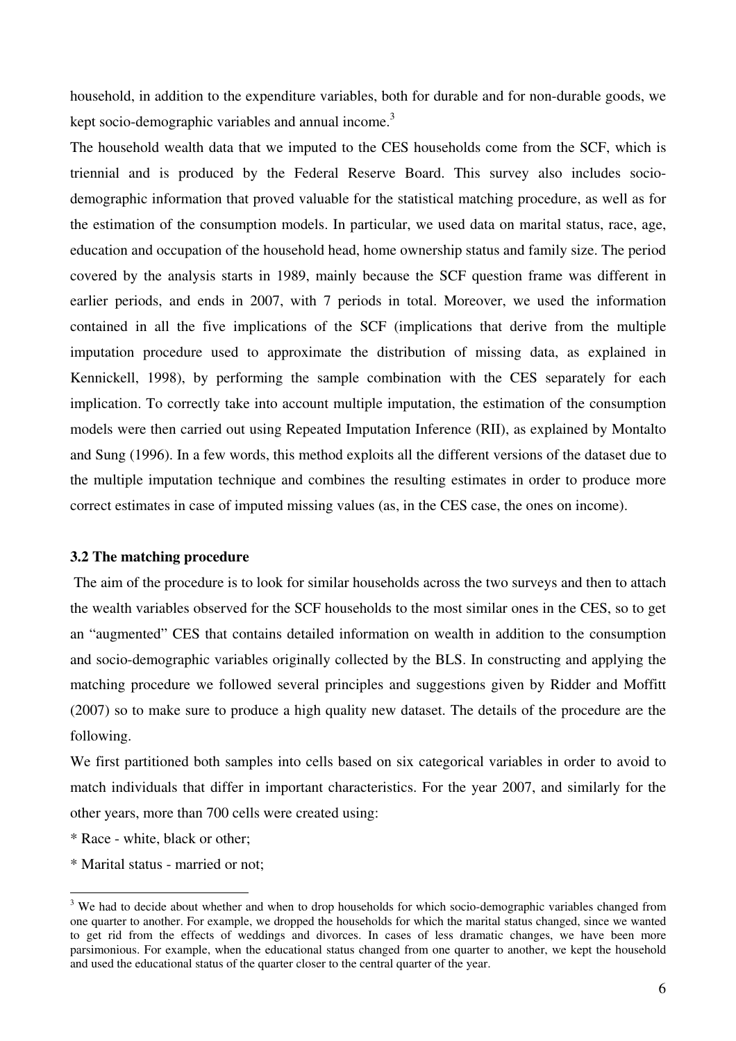household, in addition to the expenditure variables, both for durable and for non-durable goods, we kept socio-demographic variables and annual income.[3]

The household wealth data that we imputed to the CES households come from the SCF, which is triennial and is produced by the Federal Reserve Board. This survey also includes socio-demographic information that proved valuable for the statistical matching procedure, as well as for the estimation of the consumption models. In particular, we used data on marital status, race, age, education and occupation of the household head, home ownership status and family size. The period covered by the analysis starts in 1989, mainly because the SCF question frame was different in earlier periods, and ends in 2007, with 7 periods in total. Moreover, we used the information contained in all the five implications of the SCF (implications that derive from the multiple imputation procedure used to approximate the distribution of missing data, as explained in Kennickell, 1998), by performing the sample combination with the CES separately for each implication. To correctly take into account multiple imputation, the estimation of the consumption models were then carried out using Repeated Imputation Inference (RII), as explained by Montalto and Sung (1996). In a few words, this method exploits all the different versions of the dataset due to the multiple imputation technique and combines the resulting estimates in order to produce more correct estimates in case of imputed missing values (as, in the CES case, the ones on income).

### 3.2 The matching procedure

The aim of the procedure is to look for similar households across the two surveys and then to attach the wealth variables observed for the SCF households to the most similar ones in the CES, so to get an "augmented" CES that contains detailed information on wealth in addition to the consumption and socio-demographic variables originally collected by the BLS. In constructing and applying the matching procedure we followed several principles and suggestions given by Ridder and Moffitt (2007) so to make sure to produce a high quality new dataset. The details of the procedure are the following.

We first partitioned both samples into cells based on six categorical variables in order to avoid to match individuals that differ in important characteristics. For the year 2007, and similarly for the other years, more than 700 cells were created using:

* Race - white, black or other;
* Marital status - married or not;

[3] We had to decide about whether and when to drop households for which socio-demographic variables changed from one quarter to another. For example, we dropped the households for which the marital status changed, since we wanted to get rid from the effects of weddings and divorces. In cases of less dramatic changes, we have been more parsimonious. For example, when the educational status changed from one quarter to another, we kept the household and used the educational status of the quarter closer to the central quarter of the year.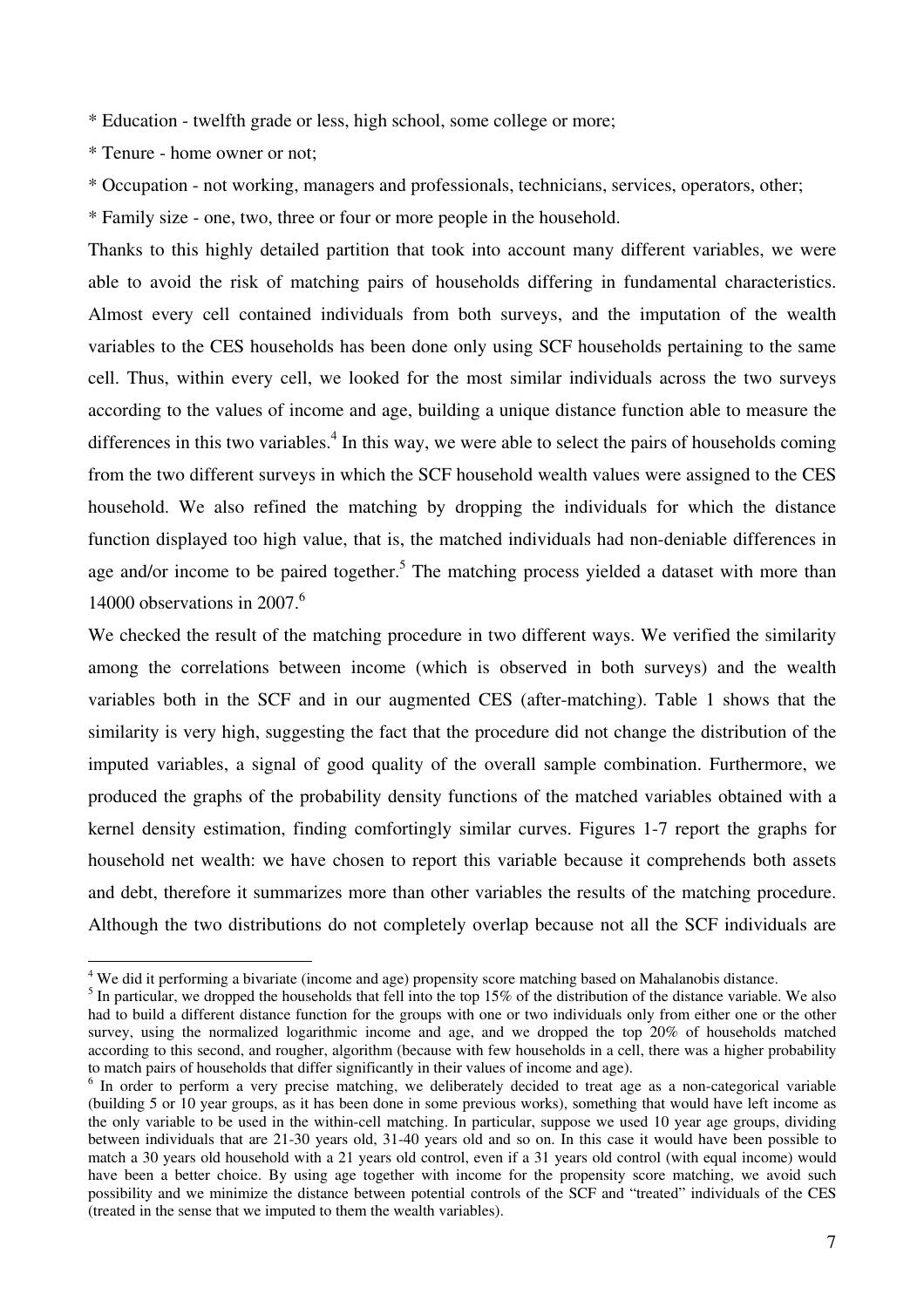* Education - twelfth grade or less, high school, some college or more;

* Tenure - home owner or not;

* Occupation - not working, managers and professionals, technicians, services, operators, other;

* Family size - one, two, three or four or more people in the household.

Thanks to this highly detailed partition that took into account many different variables, we were able to avoid the risk of matching pairs of households differing in fundamental characteristics. Almost every cell contained individuals from both surveys, and the imputation of the wealth variables to the CES households has been done only using SCF households pertaining to the same cell. Thus, within every cell, we looked for the most similar individuals across the two surveys according to the values of income and age, building a unique distance function able to measure the differences in this two variables.[4] In this way, we were able to select the pairs of households coming from the two different surveys in which the SCF household wealth values were assigned to the CES household. We also refined the matching by dropping the individuals for which the distance function displayed too high value, that is, the matched individuals had non-deniable differences in age and/or income to be paired together.[5] The matching process yielded a dataset with more than 14000 observations in 2007.[6]

We checked the result of the matching procedure in two different ways. We verified the similarity among the correlations between income (which is observed in both surveys) and the wealth variables both in the SCF and in our augmented CES (after-matching). Table 1 shows that the similarity is very high, suggesting the fact that the procedure did not change the distribution of the imputed variables, a signal of good quality of the overall sample combination. Furthermore, we produced the graphs of the probability density functions of the matched variables obtained with a kernel density estimation, finding comfortingly similar curves. Figures 1-7 report the graphs for household net wealth: we have chosen to report this variable because it comprehends both assets and debt, therefore it summarizes more than other variables the results of the matching procedure. Although the two distributions do not completely overlap because not all the SCF individuals are

---

[4] We did it performing a bivariate (income and age) propensity score matching based on Mahalanobis distance.

[5] In particular, we dropped the households that fell into the top 15% of the distribution of the distance variable. We also had to build a different distance function for the groups with one or two individuals only from either one or the other survey, using the normalized logarithmic income and age, and we dropped the top 20% of households matched according to this second, and rougher, algorithm (because with few households in a cell, there was a higher probability to match pairs of households that differ significantly in their values of income and age).

[6] In order to perform a very precise matching, we deliberately decided to treat age as a non-categorical variable (building 5 or 10 year groups, as it has been done in some previous works), something that would have left income as the only variable to be used in the within-cell matching. In particular, suppose we used 10 year age groups, dividing between individuals that are 21-30 years old, 31-40 years old and so on. In this case it would have been possible to match a 30 years old household with a 21 years old control, even if a 31 years old control (with equal income) would have been a better choice. By using age together with income for the propensity score matching, we avoid such possibility and we minimize the distance between potential controls of the SCF and "treated" individuals of the CES (treated in the sense that we imputed to them the wealth variables).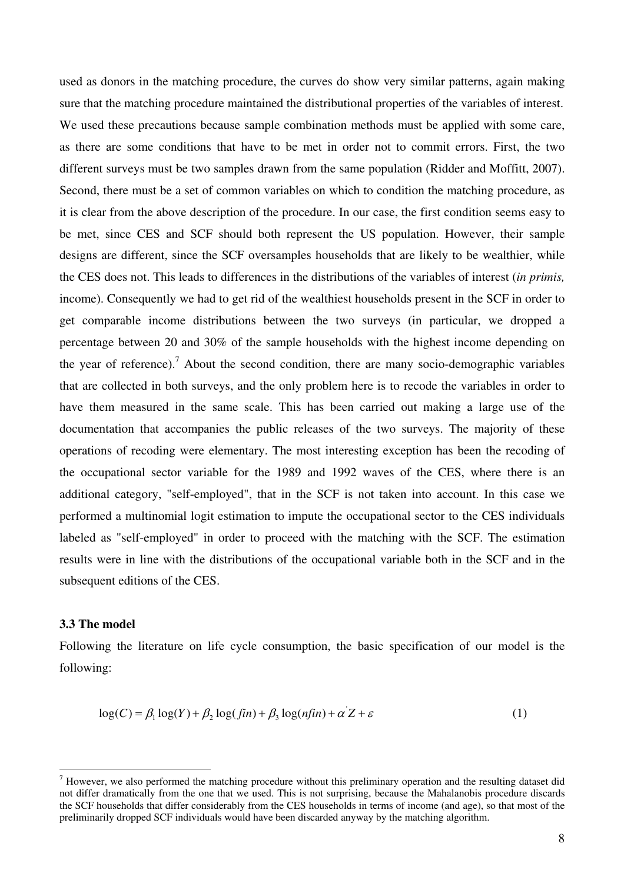used as donors in the matching procedure, the curves do show very similar patterns, again making sure that the matching procedure maintained the distributional properties of the variables of interest. We used these precautions because sample combination methods must be applied with some care, as there are some conditions that have to be met in order not to commit errors. First, the two different surveys must be two samples drawn from the same population (Ridder and Moffitt, 2007). Second, there must be a set of common variables on which to condition the matching procedure, as it is clear from the above description of the procedure. In our case, the first condition seems easy to be met, since CES and SCF should both represent the US population. However, their sample designs are different, since the SCF oversamples households that are likely to be wealthier, while the CES does not. This leads to differences in the distributions of the variables of interest (*in primis,* income). Consequently we had to get rid of the wealthiest households present in the SCF in order to get comparable income distributions between the two surveys (in particular, we dropped a percentage between 20 and 30% of the sample households with the highest income depending on the year of reference).[7] About the second condition, there are many socio-demographic variables that are collected in both surveys, and the only problem here is to recode the variables in order to have them measured in the same scale. This has been carried out making a large use of the documentation that accompanies the public releases of the two surveys. The majority of these operations of recoding were elementary. The most interesting exception has been the recoding of the occupational sector variable for the 1989 and 1992 waves of the CES, where there is an additional category, "self-employed", that in the SCF is not taken into account. In this case we performed a multinomial logit estimation to impute the occupational sector to the CES individuals labeled as "self-employed" in order to proceed with the matching with the SCF. The estimation results were in line with the distributions of the occupational variable both in the SCF and in the subsequent editions of the CES.

### 3.3 The model

Following the literature on life cycle consumption, the basic specification of our model is the following:

$$\log(C) = \beta_1 \log(Y) + \beta_2 \log(fin) + \beta_3 \log(nfin) + \alpha' Z + \varepsilon \tag{1}$$

[7] However, we also performed the matching procedure without this preliminary operation and the resulting dataset did not differ dramatically from the one that we used. This is not surprising, because the Mahalanobis procedure discards the SCF households that differ considerably from the CES households in terms of income (and age), so that most of the preliminarily dropped SCF individuals would have been discarded anyway by the matching algorithm.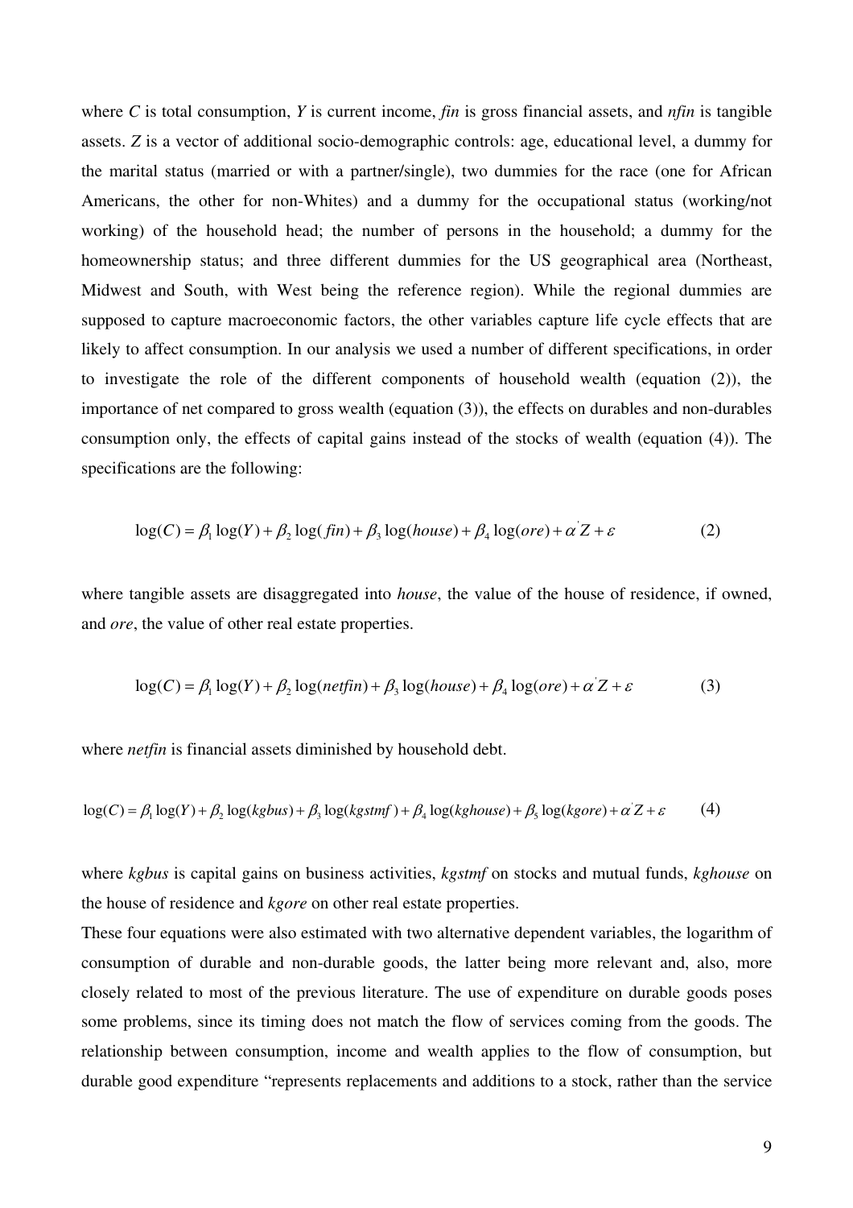where $C$ is total consumption, $Y$ is current income, *fin* is gross financial assets, and *nfin* is tangible assets. $Z$ is a vector of additional socio-demographic controls: age, educational level, a dummy for the marital status (married or with a partner/single), two dummies for the race (one for African Americans, the other for non-Whites) and a dummy for the occupational status (working/not working) of the household head; the number of persons in the household; a dummy for the homeownership status; and three different dummies for the US geographical area (Northeast, Midwest and South, with West being the reference region). While the regional dummies are supposed to capture macroeconomic factors, the other variables capture life cycle effects that are likely to affect consumption. In our analysis we used a number of different specifications, in order to investigate the role of the different components of household wealth (equation (2)), the importance of net compared to gross wealth (equation (3)), the effects on durables and non-durables consumption only, the effects of capital gains instead of the stocks of wealth (equation (4)). The specifications are the following:

$$\log(C) = \beta_1 \log(Y) + \beta_2 \log(fin) + \beta_3 \log(house) + \beta_4 \log(ore) + \alpha' Z + \varepsilon \tag{2}$$

where tangible assets are disaggregated into *house*, the value of the house of residence, if owned, and *ore*, the value of other real estate properties.

$$\log(C) = \beta_1 \log(Y) + \beta_2 \log(netfin) + \beta_3 \log(house) + \beta_4 \log(ore) + \alpha' Z + \varepsilon \tag{3}$$

where *netfin* is financial assets diminished by household debt.

$$\log(C) = \beta_1 \log(Y) + \beta_2 \log(kgbus) + \beta_3 \log(kgstmf) + \beta_4 \log(kghouse) + \beta_5 \log(kgore) + \alpha' Z + \varepsilon \tag{4}$$

where *kgbus* is capital gains on business activities, *kgstmf* on stocks and mutual funds, *kghouse* on the house of residence and *kgore* on other real estate properties.

These four equations were also estimated with two alternative dependent variables, the logarithm of consumption of durable and non-durable goods, the latter being more relevant and, also, more closely related to most of the previous literature. The use of expenditure on durable goods poses some problems, since its timing does not match the flow of services coming from the goods. The relationship between consumption, income and wealth applies to the flow of consumption, but durable good expenditure "represents replacements and additions to a stock, rather than the service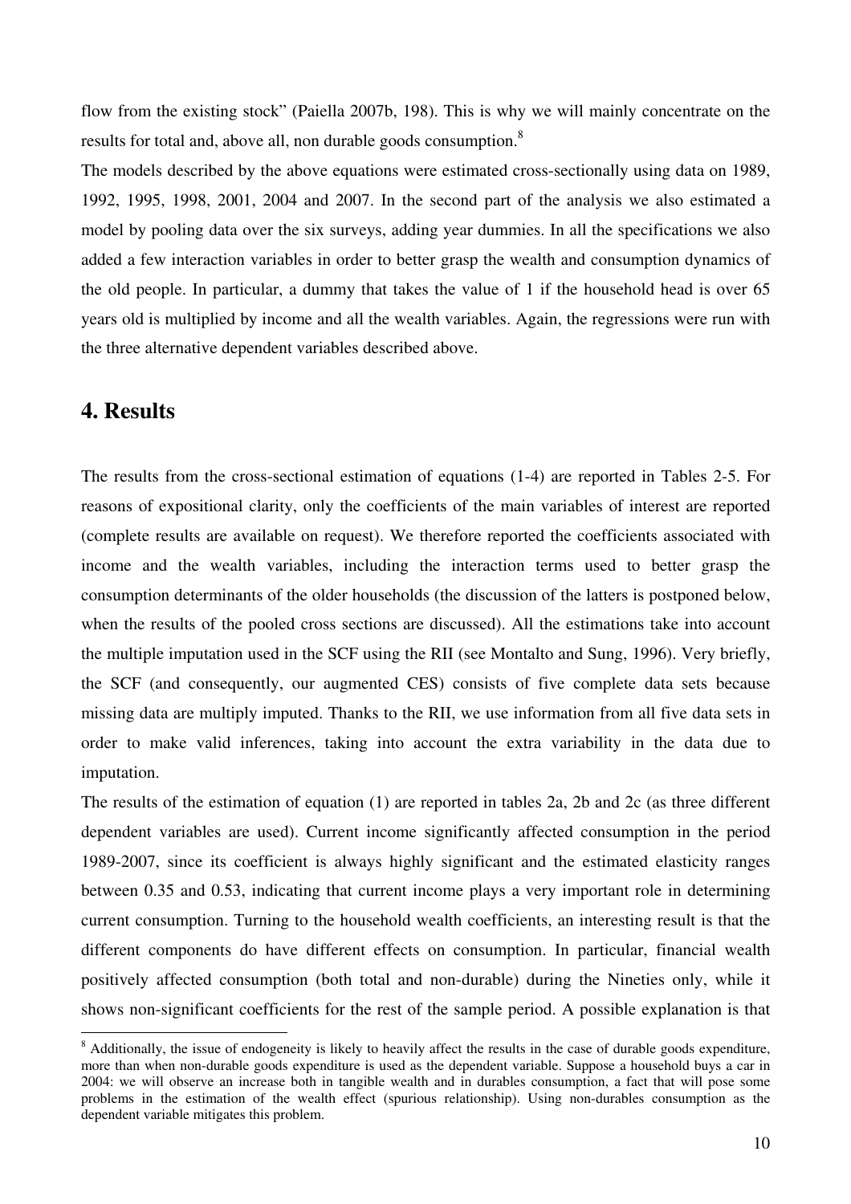flow from the existing stock" (Paiella 2007b, 198). This is why we will mainly concentrate on the results for total and, above all, non durable goods consumption.[8]

The models described by the above equations were estimated cross-sectionally using data on 1989, 1992, 1995, 1998, 2001, 2004 and 2007. In the second part of the analysis we also estimated a model by pooling data over the six surveys, adding year dummies. In all the specifications we also added a few interaction variables in order to better grasp the wealth and consumption dynamics of the old people. In particular, a dummy that takes the value of 1 if the household head is over 65 years old is multiplied by income and all the wealth variables. Again, the regressions were run with the three alternative dependent variables described above.

## 4. Results

The results from the cross-sectional estimation of equations (1-4) are reported in Tables 2-5. For reasons of expositional clarity, only the coefficients of the main variables of interest are reported (complete results are available on request). We therefore reported the coefficients associated with income and the wealth variables, including the interaction terms used to better grasp the consumption determinants of the older households (the discussion of the latters is postponed below, when the results of the pooled cross sections are discussed). All the estimations take into account the multiple imputation used in the SCF using the RII (see Montalto and Sung, 1996). Very briefly, the SCF (and consequently, our augmented CES) consists of five complete data sets because missing data are multiply imputed. Thanks to the RII, we use information from all five data sets in order to make valid inferences, taking into account the extra variability in the data due to imputation.

The results of the estimation of equation (1) are reported in tables 2a, 2b and 2c (as three different dependent variables are used). Current income significantly affected consumption in the period 1989-2007, since its coefficient is always highly significant and the estimated elasticity ranges between 0.35 and 0.53, indicating that current income plays a very important role in determining current consumption. Turning to the household wealth coefficients, an interesting result is that the different components do have different effects on consumption. In particular, financial wealth positively affected consumption (both total and non-durable) during the Nineties only, while it shows non-significant coefficients for the rest of the sample period. A possible explanation is that

[8] Additionally, the issue of endogeneity is likely to heavily affect the results in the case of durable goods expenditure, more than when non-durable goods expenditure is used as the dependent variable. Suppose a household buys a car in 2004: we will observe an increase both in tangible wealth and in durables consumption, a fact that will pose some problems in the estimation of the wealth effect (spurious relationship). Using non-durables consumption as the dependent variable mitigates this problem.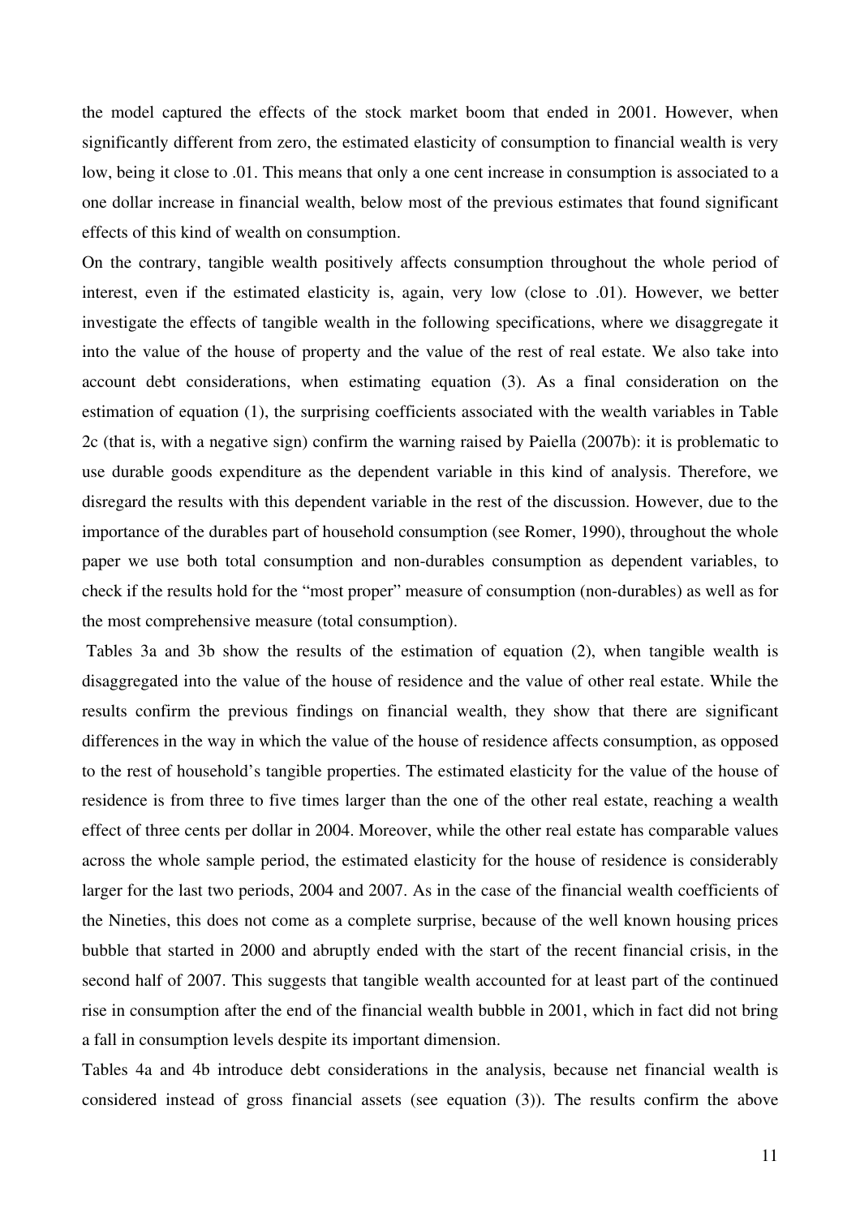the model captured the effects of the stock market boom that ended in 2001. However, when significantly different from zero, the estimated elasticity of consumption to financial wealth is very low, being it close to .01. This means that only a one cent increase in consumption is associated to a one dollar increase in financial wealth, below most of the previous estimates that found significant effects of this kind of wealth on consumption.

On the contrary, tangible wealth positively affects consumption throughout the whole period of interest, even if the estimated elasticity is, again, very low (close to .01). However, we better investigate the effects of tangible wealth in the following specifications, where we disaggregate it into the value of the house of property and the value of the rest of real estate. We also take into account debt considerations, when estimating equation (3). As a final consideration on the estimation of equation (1), the surprising coefficients associated with the wealth variables in Table 2c (that is, with a negative sign) confirm the warning raised by Paiella (2007b): it is problematic to use durable goods expenditure as the dependent variable in this kind of analysis. Therefore, we disregard the results with this dependent variable in the rest of the discussion. However, due to the importance of the durables part of household consumption (see Romer, 1990), throughout the whole paper we use both total consumption and non-durables consumption as dependent variables, to check if the results hold for the "most proper" measure of consumption (non-durables) as well as for the most comprehensive measure (total consumption).

Tables 3a and 3b show the results of the estimation of equation (2), when tangible wealth is disaggregated into the value of the house of residence and the value of other real estate. While the results confirm the previous findings on financial wealth, they show that there are significant differences in the way in which the value of the house of residence affects consumption, as opposed to the rest of household's tangible properties. The estimated elasticity for the value of the house of residence is from three to five times larger than the one of the other real estate, reaching a wealth effect of three cents per dollar in 2004. Moreover, while the other real estate has comparable values across the whole sample period, the estimated elasticity for the house of residence is considerably larger for the last two periods, 2004 and 2007. As in the case of the financial wealth coefficients of the Nineties, this does not come as a complete surprise, because of the well known housing prices bubble that started in 2000 and abruptly ended with the start of the recent financial crisis, in the second half of 2007. This suggests that tangible wealth accounted for at least part of the continued rise in consumption after the end of the financial wealth bubble in 2001, which in fact did not bring a fall in consumption levels despite its important dimension.

Tables 4a and 4b introduce debt considerations in the analysis, because net financial wealth is considered instead of gross financial assets (see equation (3)). The results confirm the above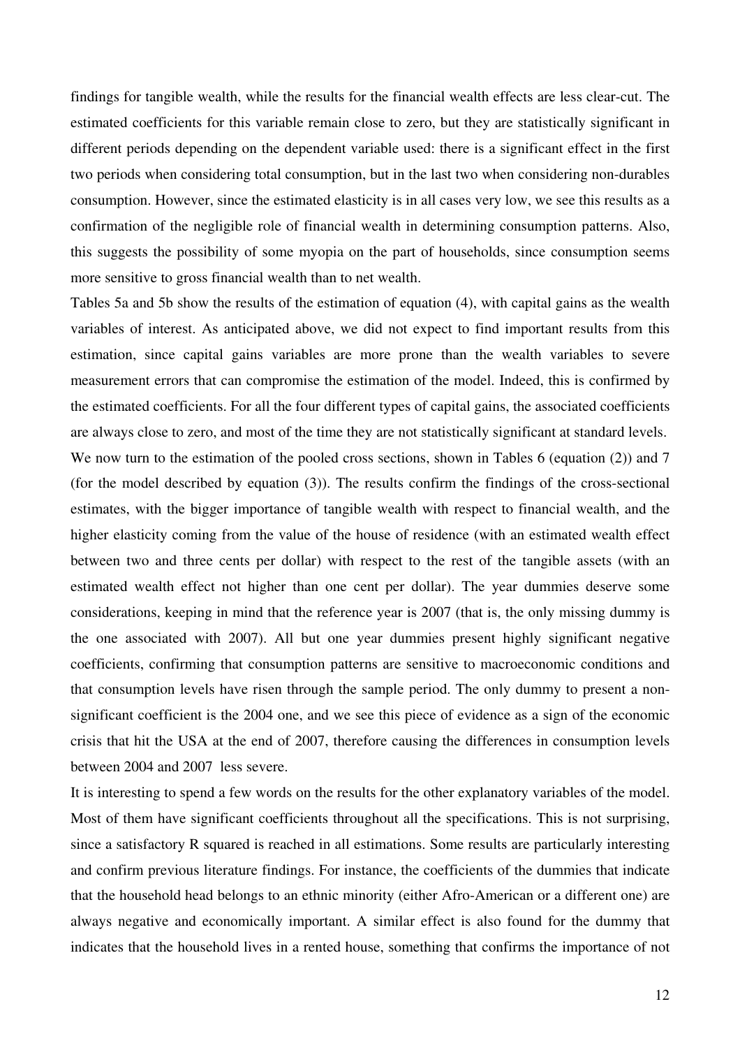findings for tangible wealth, while the results for the financial wealth effects are less clear-cut. The estimated coefficients for this variable remain close to zero, but they are statistically significant in different periods depending on the dependent variable used: there is a significant effect in the first two periods when considering total consumption, but in the last two when considering non-durables consumption. However, since the estimated elasticity is in all cases very low, we see this results as a confirmation of the negligible role of financial wealth in determining consumption patterns. Also, this suggests the possibility of some myopia on the part of households, since consumption seems more sensitive to gross financial wealth than to net wealth.

Tables 5a and 5b show the results of the estimation of equation (4), with capital gains as the wealth variables of interest. As anticipated above, we did not expect to find important results from this estimation, since capital gains variables are more prone than the wealth variables to severe measurement errors that can compromise the estimation of the model. Indeed, this is confirmed by the estimated coefficients. For all the four different types of capital gains, the associated coefficients are always close to zero, and most of the time they are not statistically significant at standard levels.

We now turn to the estimation of the pooled cross sections, shown in Tables 6 (equation (2)) and 7 (for the model described by equation (3)). The results confirm the findings of the cross-sectional estimates, with the bigger importance of tangible wealth with respect to financial wealth, and the higher elasticity coming from the value of the house of residence (with an estimated wealth effect between two and three cents per dollar) with respect to the rest of the tangible assets (with an estimated wealth effect not higher than one cent per dollar). The year dummies deserve some considerations, keeping in mind that the reference year is 2007 (that is, the only missing dummy is the one associated with 2007). All but one year dummies present highly significant negative coefficients, confirming that consumption patterns are sensitive to macroeconomic conditions and that consumption levels have risen through the sample period. The only dummy to present a non-significant coefficient is the 2004 one, and we see this piece of evidence as a sign of the economic crisis that hit the USA at the end of 2007, therefore causing the differences in consumption levels between 2004 and 2007 less severe.

It is interesting to spend a few words on the results for the other explanatory variables of the model. Most of them have significant coefficients throughout all the specifications. This is not surprising, since a satisfactory R squared is reached in all estimations. Some results are particularly interesting and confirm previous literature findings. For instance, the coefficients of the dummies that indicate that the household head belongs to an ethnic minority (either Afro-American or a different one) are always negative and economically important. A similar effect is also found for the dummy that indicates that the household lives in a rented house, something that confirms the importance of not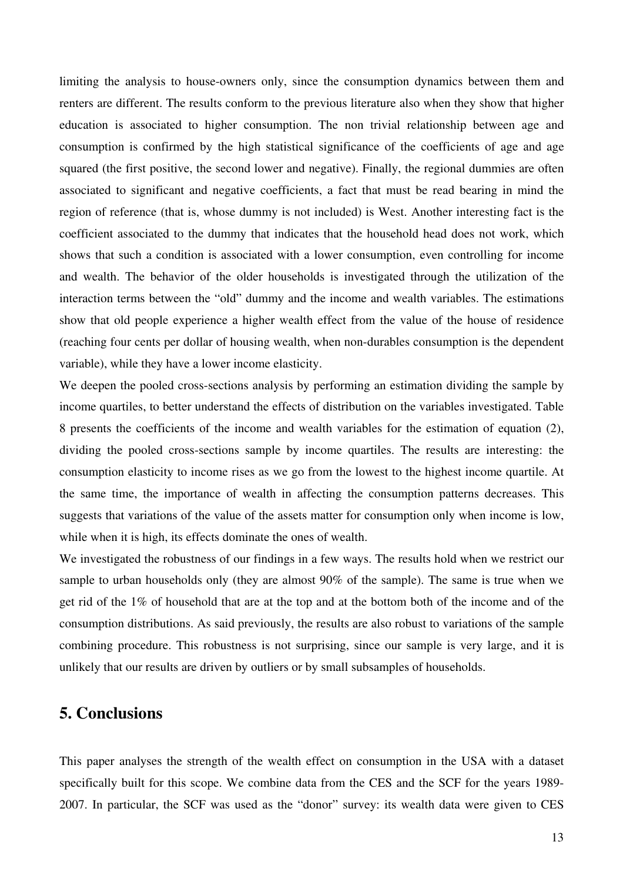limiting the analysis to house-owners only, since the consumption dynamics between them and renters are different. The results conform to the previous literature also when they show that higher education is associated to higher consumption. The non trivial relationship between age and consumption is confirmed by the high statistical significance of the coefficients of age and age squared (the first positive, the second lower and negative). Finally, the regional dummies are often associated to significant and negative coefficients, a fact that must be read bearing in mind the region of reference (that is, whose dummy is not included) is West. Another interesting fact is the coefficient associated to the dummy that indicates that the household head does not work, which shows that such a condition is associated with a lower consumption, even controlling for income and wealth. The behavior of the older households is investigated through the utilization of the interaction terms between the "old" dummy and the income and wealth variables. The estimations show that old people experience a higher wealth effect from the value of the house of residence (reaching four cents per dollar of housing wealth, when non-durables consumption is the dependent variable), while they have a lower income elasticity.

We deepen the pooled cross-sections analysis by performing an estimation dividing the sample by income quartiles, to better understand the effects of distribution on the variables investigated. Table 8 presents the coefficients of the income and wealth variables for the estimation of equation (2), dividing the pooled cross-sections sample by income quartiles. The results are interesting: the consumption elasticity to income rises as we go from the lowest to the highest income quartile. At the same time, the importance of wealth in affecting the consumption patterns decreases. This suggests that variations of the value of the assets matter for consumption only when income is low, while when it is high, its effects dominate the ones of wealth.

We investigated the robustness of our findings in a few ways. The results hold when we restrict our sample to urban households only (they are almost 90% of the sample). The same is true when we get rid of the 1% of household that are at the top and at the bottom both of the income and of the consumption distributions. As said previously, the results are also robust to variations of the sample combining procedure. This robustness is not surprising, since our sample is very large, and it is unlikely that our results are driven by outliers or by small subsamples of households.

## 5. Conclusions

This paper analyses the strength of the wealth effect on consumption in the USA with a dataset specifically built for this scope. We combine data from the CES and the SCF for the years 1989-2007. In particular, the SCF was used as the "donor" survey: its wealth data were given to CES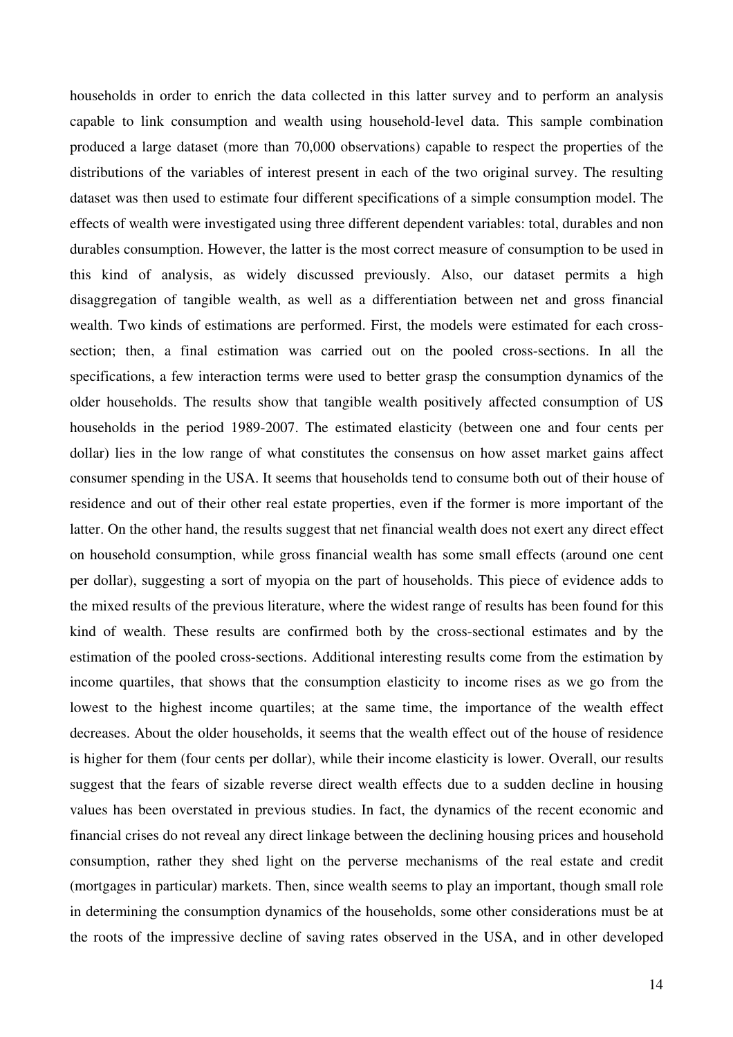households in order to enrich the data collected in this latter survey and to perform an analysis capable to link consumption and wealth using household-level data. This sample combination produced a large dataset (more than 70,000 observations) capable to respect the properties of the distributions of the variables of interest present in each of the two original survey. The resulting dataset was then used to estimate four different specifications of a simple consumption model. The effects of wealth were investigated using three different dependent variables: total, durables and non durables consumption. However, the latter is the most correct measure of consumption to be used in this kind of analysis, as widely discussed previously. Also, our dataset permits a high disaggregation of tangible wealth, as well as a differentiation between net and gross financial wealth. Two kinds of estimations are performed. First, the models were estimated for each cross-section; then, a final estimation was carried out on the pooled cross-sections. In all the specifications, a few interaction terms were used to better grasp the consumption dynamics of the older households. The results show that tangible wealth positively affected consumption of US households in the period 1989-2007. The estimated elasticity (between one and four cents per dollar) lies in the low range of what constitutes the consensus on how asset market gains affect consumer spending in the USA. It seems that households tend to consume both out of their house of residence and out of their other real estate properties, even if the former is more important of the latter. On the other hand, the results suggest that net financial wealth does not exert any direct effect on household consumption, while gross financial wealth has some small effects (around one cent per dollar), suggesting a sort of myopia on the part of households. This piece of evidence adds to the mixed results of the previous literature, where the widest range of results has been found for this kind of wealth. These results are confirmed both by the cross-sectional estimates and by the estimation of the pooled cross-sections. Additional interesting results come from the estimation by income quartiles, that shows that the consumption elasticity to income rises as we go from the lowest to the highest income quartiles; at the same time, the importance of the wealth effect decreases. About the older households, it seems that the wealth effect out of the house of residence is higher for them (four cents per dollar), while their income elasticity is lower. Overall, our results suggest that the fears of sizable reverse direct wealth effects due to a sudden decline in housing values has been overstated in previous studies. In fact, the dynamics of the recent economic and financial crises do not reveal any direct linkage between the declining housing prices and household consumption, rather they shed light on the perverse mechanisms of the real estate and credit (mortgages in particular) markets. Then, since wealth seems to play an important, though small role in determining the consumption dynamics of the households, some other considerations must be at the roots of the impressive decline of saving rates observed in the USA, and in other developed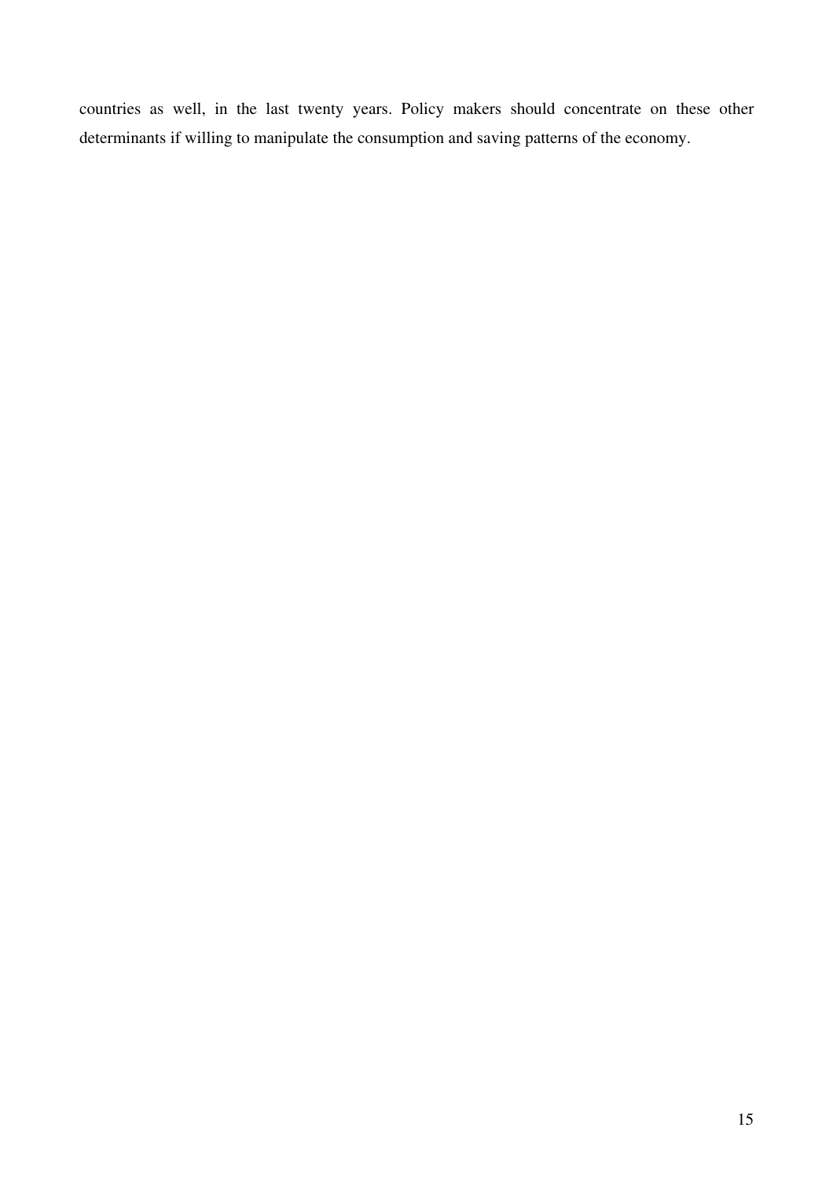countries as well, in the last twenty years. Policy makers should concentrate on these other determinants if willing to manipulate the consumption and saving patterns of the economy.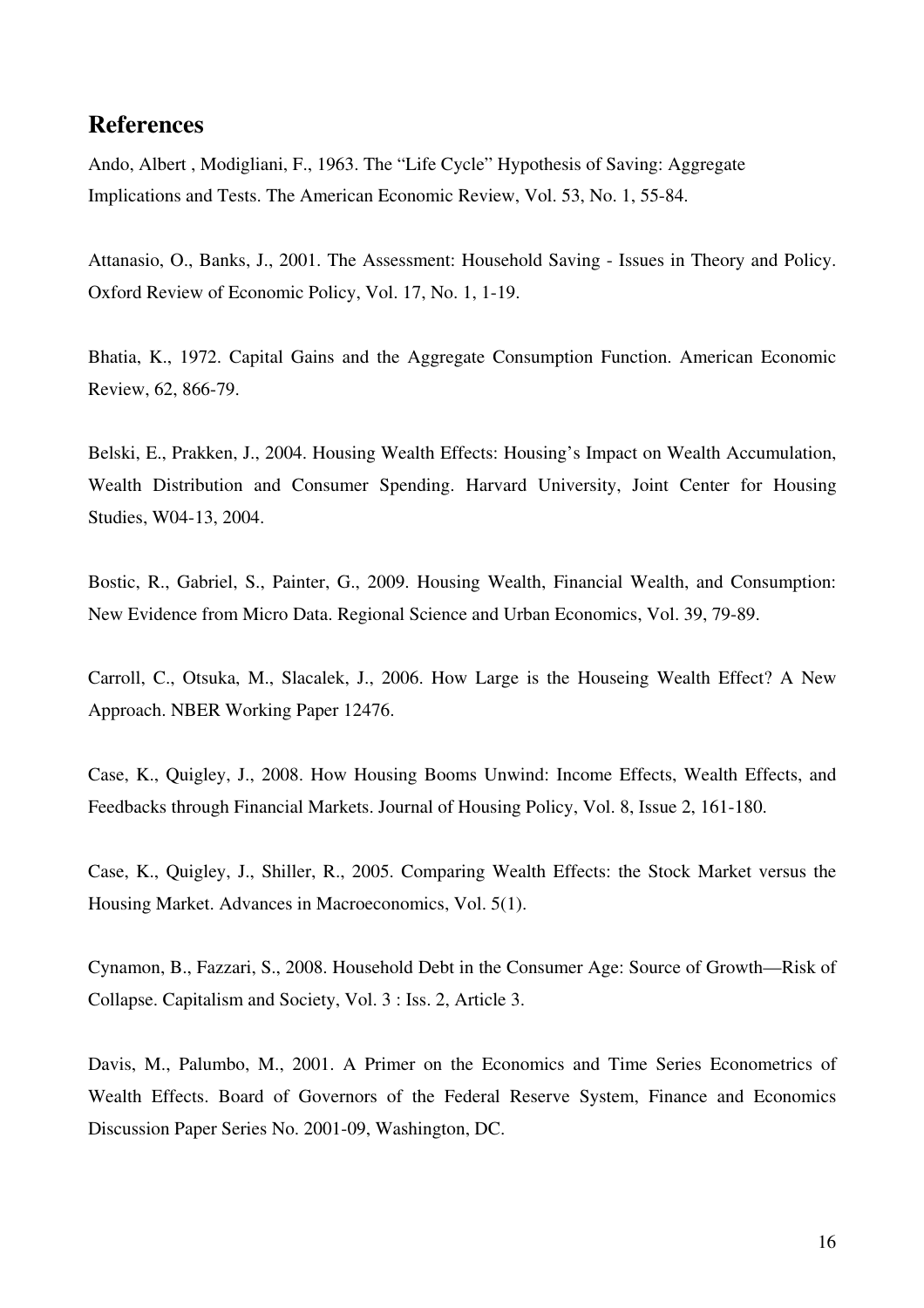## References

Ando, Albert , Modigliani, F., 1963. The "Life Cycle" Hypothesis of Saving: Aggregate Implications and Tests. The American Economic Review, Vol. 53, No. 1, 55-84.

Attanasio, O., Banks, J., 2001. The Assessment: Household Saving - Issues in Theory and Policy. Oxford Review of Economic Policy, Vol. 17, No. 1, 1-19.

Bhatia, K., 1972. Capital Gains and the Aggregate Consumption Function. American Economic Review, 62, 866-79.

Belski, E., Prakken, J., 2004. Housing Wealth Effects: Housing's Impact on Wealth Accumulation, Wealth Distribution and Consumer Spending. Harvard University, Joint Center for Housing Studies, W04-13, 2004.

Bostic, R., Gabriel, S., Painter, G., 2009. Housing Wealth, Financial Wealth, and Consumption: New Evidence from Micro Data. Regional Science and Urban Economics, Vol. 39, 79-89.

Carroll, C., Otsuka, M., Slacalek, J., 2006. How Large is the Houseing Wealth Effect? A New Approach. NBER Working Paper 12476.

Case, K., Quigley, J., 2008. How Housing Booms Unwind: Income Effects, Wealth Effects, and Feedbacks through Financial Markets. Journal of Housing Policy, Vol. 8, Issue 2, 161-180.

Case, K., Quigley, J., Shiller, R., 2005. Comparing Wealth Effects: the Stock Market versus the Housing Market. Advances in Macroeconomics, Vol. 5(1).

Cynamon, B., Fazzari, S., 2008. Household Debt in the Consumer Age: Source of Growth—Risk of Collapse. Capitalism and Society, Vol. 3 : Iss. 2, Article 3.

Davis, M., Palumbo, M., 2001. A Primer on the Economics and Time Series Econometrics of Wealth Effects. Board of Governors of the Federal Reserve System, Finance and Economics Discussion Paper Series No. 2001-09, Washington, DC.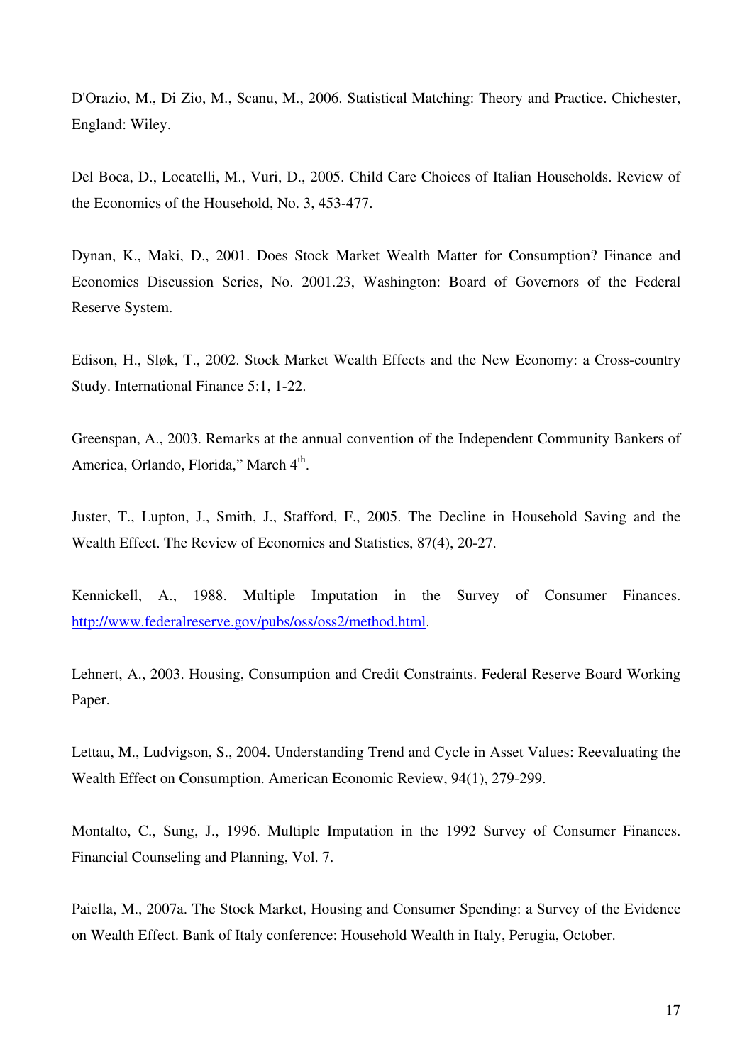D'Orazio, M., Di Zio, M., Scanu, M., 2006. Statistical Matching: Theory and Practice. Chichester, England: Wiley.

Del Boca, D., Locatelli, M., Vuri, D., 2005. Child Care Choices of Italian Households. Review of the Economics of the Household, No. 3, 453-477.

Dynan, K., Maki, D., 2001. Does Stock Market Wealth Matter for Consumption? Finance and Economics Discussion Series, No. 2001.23, Washington: Board of Governors of the Federal Reserve System.

Edison, H., Sløk, T., 2002. Stock Market Wealth Effects and the New Economy: a Cross-country Study. International Finance 5:1, 1-22.

Greenspan, A., 2003. Remarks at the annual convention of the Independent Community Bankers of America, Orlando, Florida," March 4th.

Juster, T., Lupton, J., Smith, J., Stafford, F., 2005. The Decline in Household Saving and the Wealth Effect. The Review of Economics and Statistics, 87(4), 20-27.

Kennickell, A., 1988. Multiple Imputation in the Survey of Consumer Finances. http://www.federalreserve.gov/pubs/oss/oss2/method.html.

Lehnert, A., 2003. Housing, Consumption and Credit Constraints. Federal Reserve Board Working Paper.

Lettau, M., Ludvigson, S., 2004. Understanding Trend and Cycle in Asset Values: Reevaluating the Wealth Effect on Consumption. American Economic Review, 94(1), 279-299.

Montalto, C., Sung, J., 1996. Multiple Imputation in the 1992 Survey of Consumer Finances. Financial Counseling and Planning, Vol. 7.

Paiella, M., 2007a. The Stock Market, Housing and Consumer Spending: a Survey of the Evidence on Wealth Effect. Bank of Italy conference: Household Wealth in Italy, Perugia, October.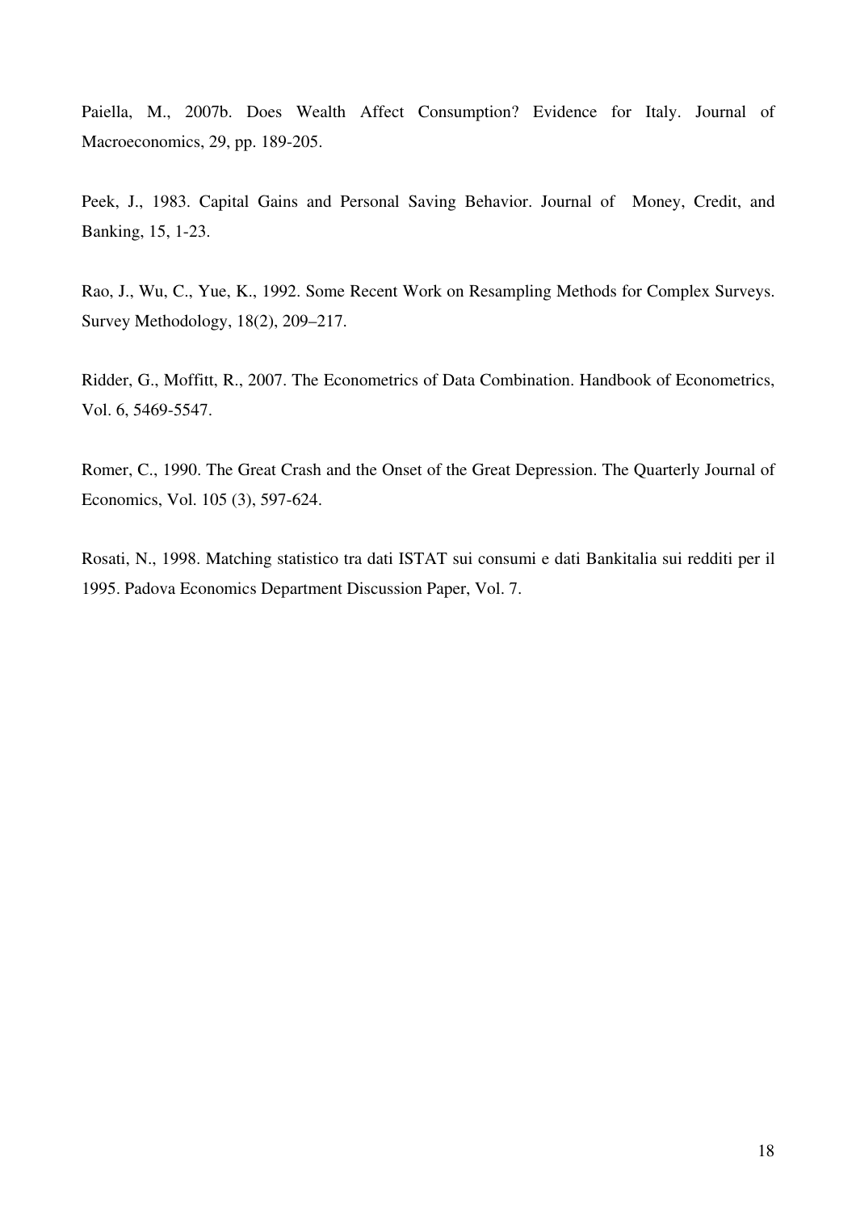Paiella, M., 2007b. Does Wealth Affect Consumption? Evidence for Italy. Journal of Macroeconomics, 29, pp. 189-205.

Peek, J., 1983. Capital Gains and Personal Saving Behavior. Journal of Money, Credit, and Banking, 15, 1-23.

Rao, J., Wu, C., Yue, K., 1992. Some Recent Work on Resampling Methods for Complex Surveys. Survey Methodology, 18(2), 209–217.

Ridder, G., Moffitt, R., 2007. The Econometrics of Data Combination. Handbook of Econometrics, Vol. 6, 5469-5547.

Romer, C., 1990. The Great Crash and the Onset of the Great Depression. The Quarterly Journal of Economics, Vol. 105 (3), 597-624.

Rosati, N., 1998. Matching statistico tra dati ISTAT sui consumi e dati Bankitalia sui redditi per il 1995. Padova Economics Department Discussion Paper, Vol. 7.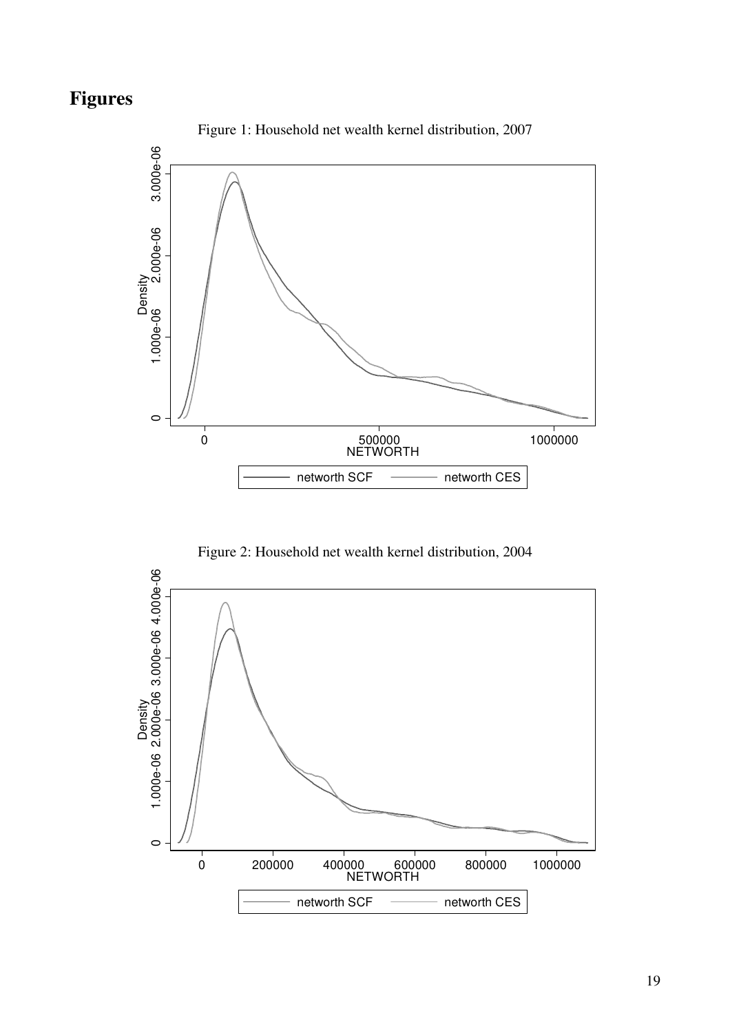# Figures

Figure 1: Household net wealth kernel distribution, 2007

Figure 2: Household net wealth kernel distribution, 2004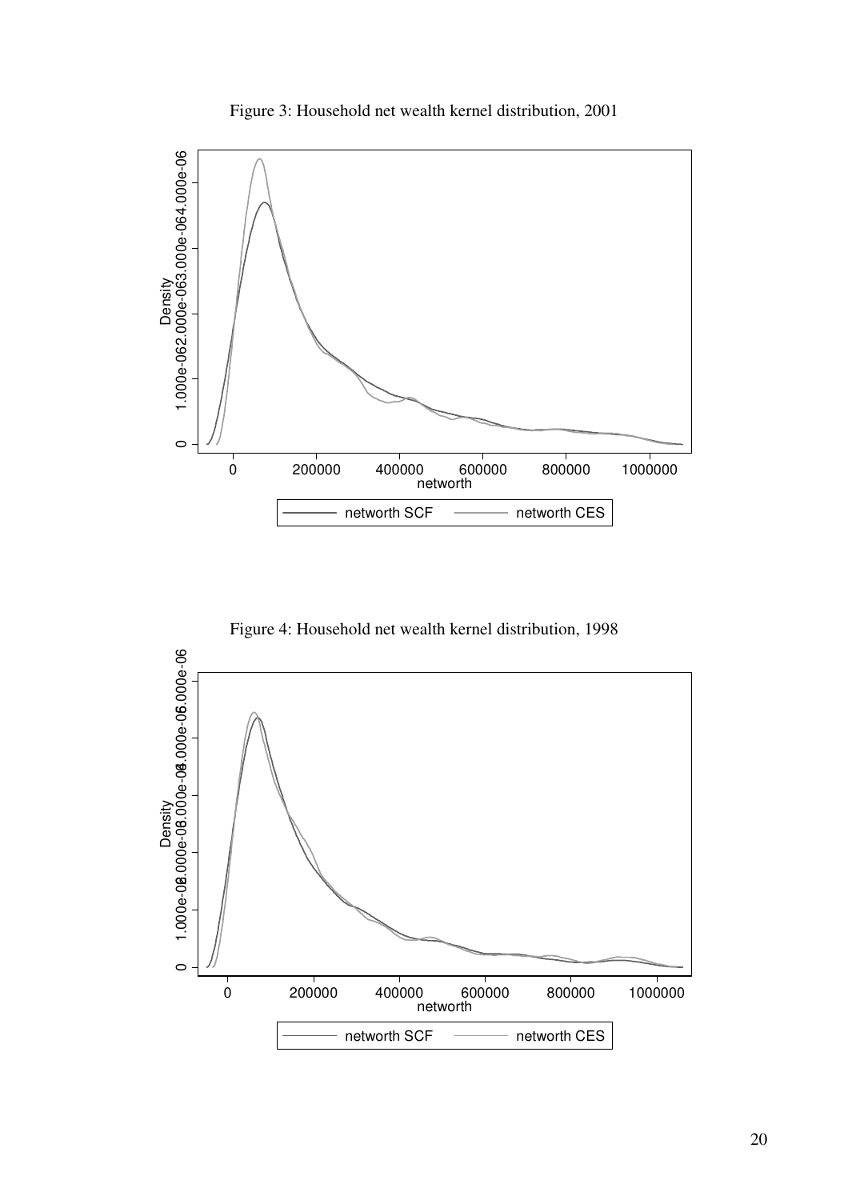Figure 3: Household net wealth kernel distribution, 2001

Figure 4: Household net wealth kernel distribution, 1998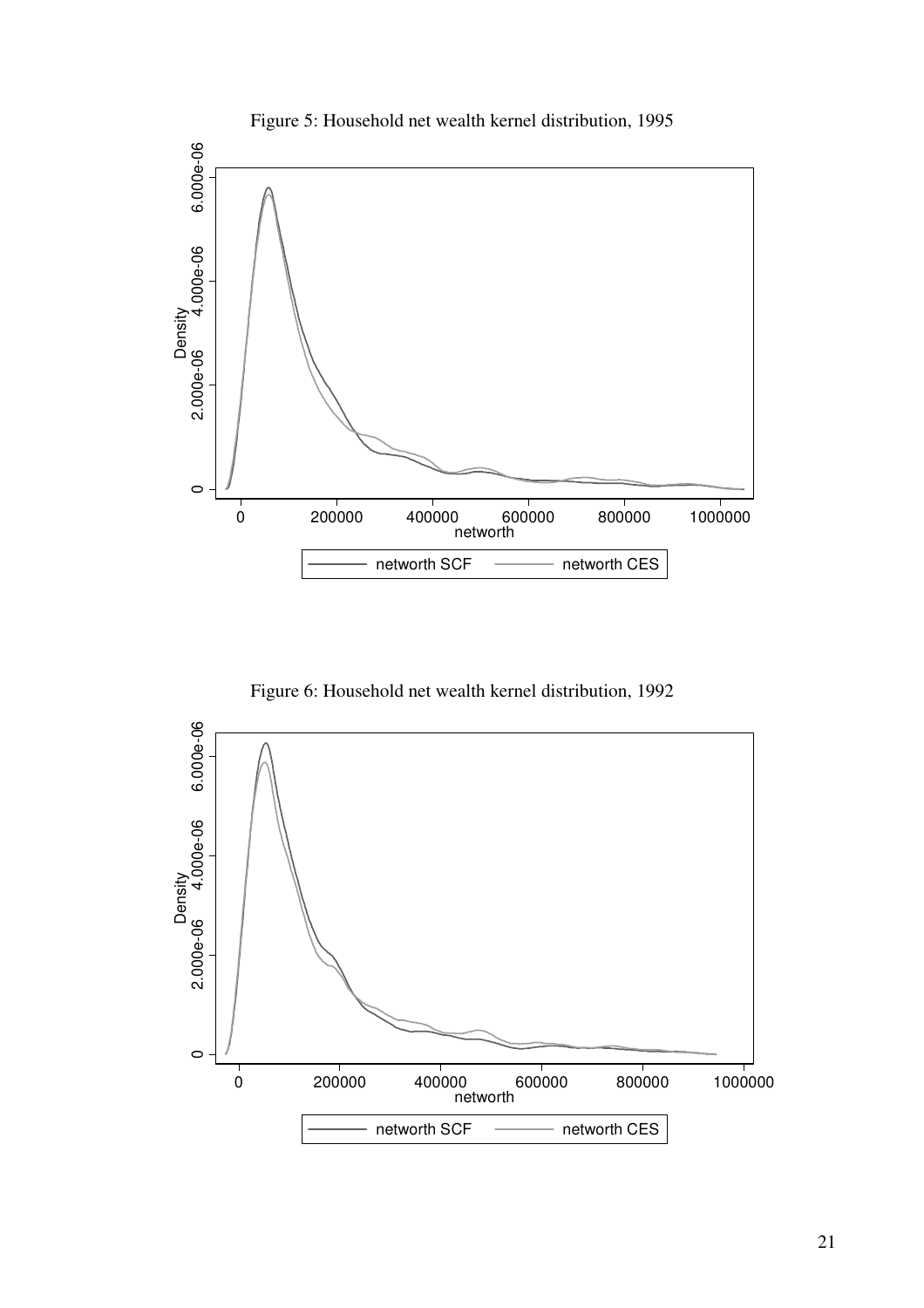Figure 5: Household net wealth kernel distribution, 1995

Figure 6: Household net wealth kernel distribution, 1992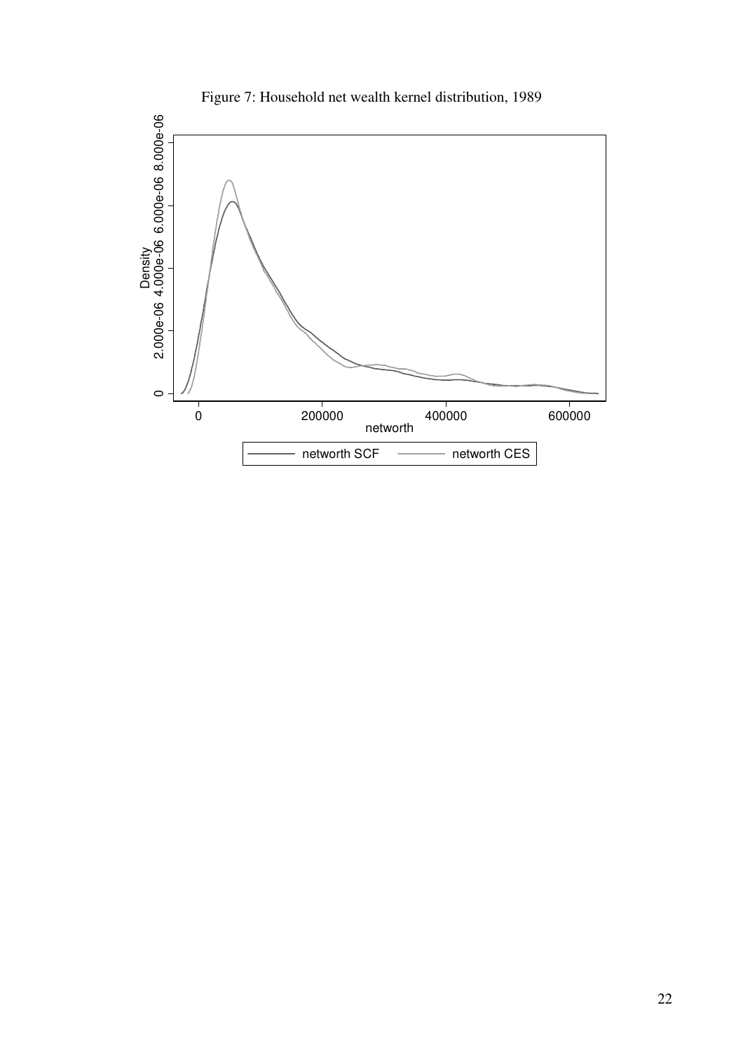Figure 7: Household net wealth kernel distribution, 1989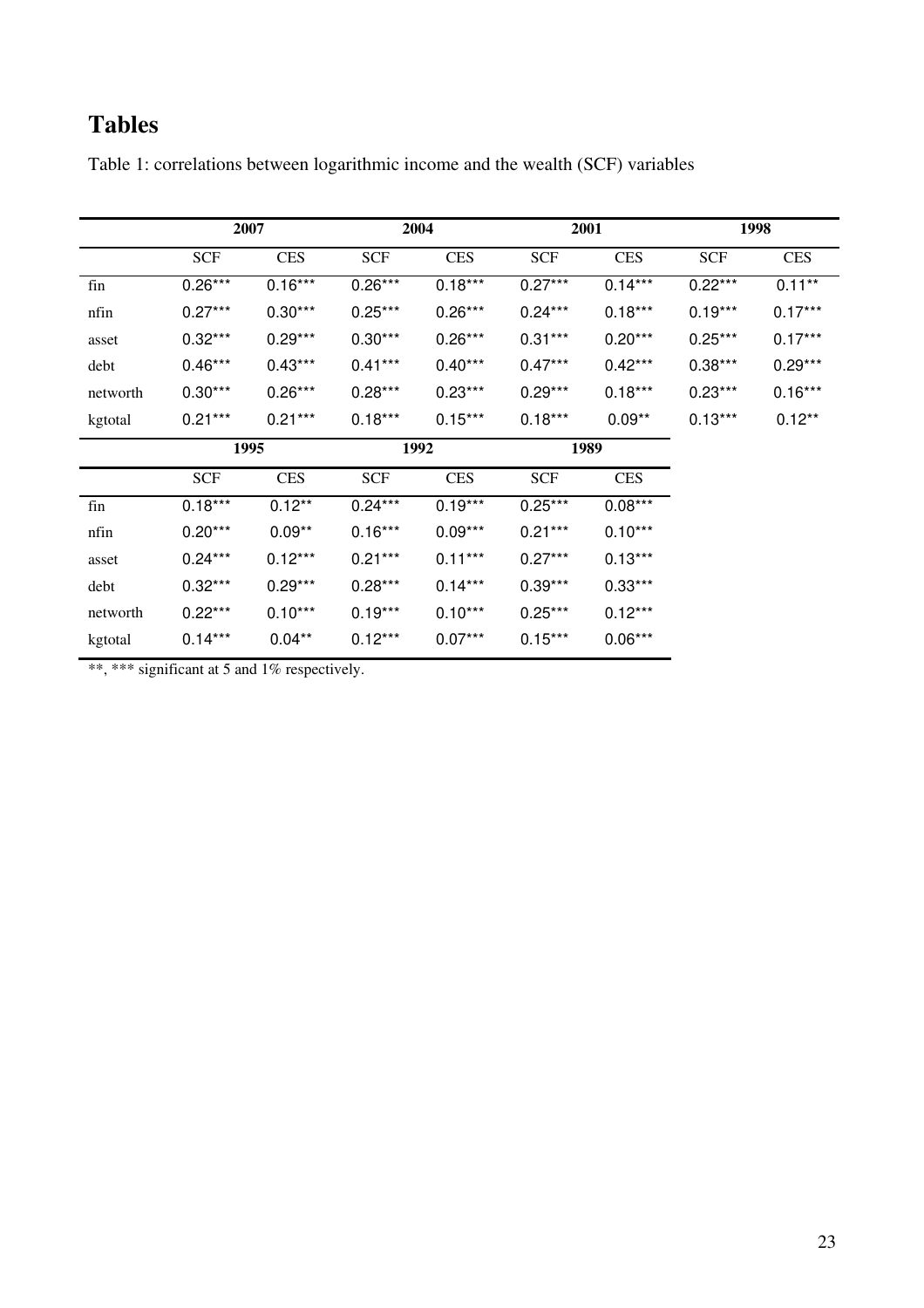# Tables

Table 1: correlations between logarithmic income and the wealth (SCF) variables

| | 2007 | | 2004 | | 2001 | | 1998 | |
|---|---|---|---|---|---|---|---|---|
| | SCF | CES | SCF | CES | SCF | CES | SCF | CES |
| fin | 0.26*** | 0.16*** | 0.26*** | 0.18*** | 0.27*** | 0.14*** | 0.22*** | 0.11** |
| nfin | 0.27*** | 0.30*** | 0.25*** | 0.26*** | 0.24*** | 0.18*** | 0.19*** | 0.17*** |
| asset | 0.32*** | 0.29*** | 0.30*** | 0.26*** | 0.31*** | 0.20*** | 0.25*** | 0.17*** |
| debt | 0.46*** | 0.43*** | 0.41*** | 0.40*** | 0.47*** | 0.42*** | 0.38*** | 0.29*** |
| networth | 0.30*** | 0.26*** | 0.28*** | 0.23*** | 0.29*** | 0.18*** | 0.23*** | 0.16*** |
| kgtotal | 0.21*** | 0.21*** | 0.18*** | 0.15*** | 0.18*** | 0.09** | 0.13*** | 0.12** |

| | 1995 | | 1992 | | 1989 | |
|---|---|---|---|---|---|---|
| | SCF | CES | SCF | CES | SCF | CES |
| fin | 0.18*** | 0.12** | 0.24*** | 0.19*** | 0.25*** | 0.08*** |
| nfin | 0.20*** | 0.09** | 0.16*** | 0.09*** | 0.21*** | 0.10*** |
| asset | 0.24*** | 0.12*** | 0.21*** | 0.11*** | 0.27*** | 0.13*** |
| debt | 0.32*** | 0.29*** | 0.28*** | 0.14*** | 0.39*** | 0.33*** |
| networth | 0.22*** | 0.10*** | 0.19*** | 0.10*** | 0.25*** | 0.12*** |
| kgtotal | 0.14*** | 0.04** | 0.12*** | 0.07*** | 0.15*** | 0.06*** |

**, *** significant at 5 and 1% respectively.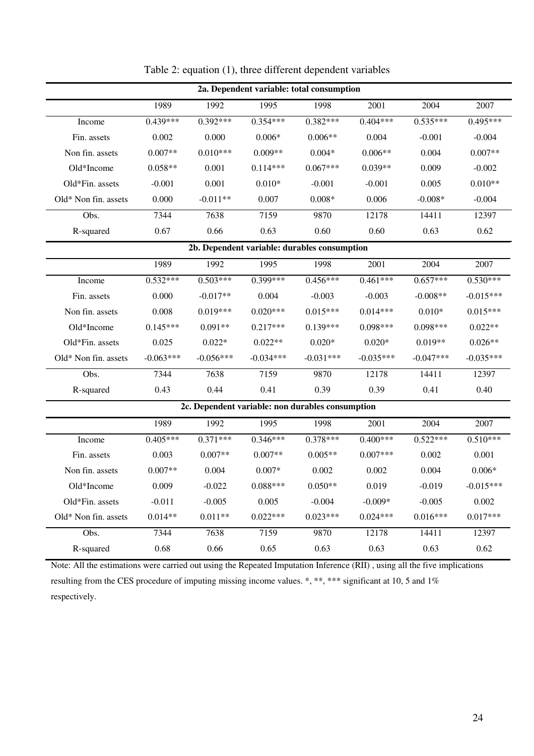Table 2: equation (1), three different dependent variables

| 2a. Dependent variable: total consumption | | | | | | | |
|---|---|---|---|---|---|---|---|
| | 1989 | 1992 | 1995 | 1998 | 2001 | 2004 | 2007 |
| Income | 0.439*** | 0.392*** | 0.354*** | 0.382*** | 0.404*** | 0.535*** | 0.495*** |
| Fin. assets | 0.002 | 0.000 | 0.006* | 0.006** | 0.004 | -0.001 | -0.004 |
| Non fin. assets | 0.007** | 0.010*** | 0.009** | 0.004* | 0.006** | 0.004 | 0.007** |
| Old*Income | 0.058** | 0.001 | 0.114*** | 0.067*** | 0.039** | 0.009 | -0.002 |
| Old*Fin. assets | -0.001 | 0.001 | 0.010* | -0.001 | -0.001 | 0.005 | 0.010** |
| Old* Non fin. assets | 0.000 | -0.011** | 0.007 | 0.008* | 0.006 | -0.008* | -0.004 |
| Obs. | 7344 | 7638 | 7159 | 9870 | 12178 | 14411 | 12397 |
| R-squared | 0.67 | 0.66 | 0.63 | 0.60 | 0.60 | 0.63 | 0.62 |

| 2b. Dependent variable: durables consumption | | | | | | | |
|---|---|---|---|---|---|---|---|
| | 1989 | 1992 | 1995 | 1998 | 2001 | 2004 | 2007 |
| Income | 0.532*** | 0.503*** | 0.399*** | 0.456*** | 0.461*** | 0.657*** | 0.530*** |
| Fin. assets | 0.000 | -0.017** | 0.004 | -0.003 | -0.003 | -0.008** | -0.015*** |
| Non fin. assets | 0.008 | 0.019*** | 0.020*** | 0.015*** | 0.014*** | 0.010* | 0.015*** |
| Old*Income | 0.145*** | 0.091** | 0.217*** | 0.139*** | 0.098*** | 0.098*** | 0.022** |
| Old*Fin. assets | 0.025 | 0.022* | 0.022** | 0.020* | 0.020* | 0.019** | 0.026** |
| Old* Non fin. assets | -0.063*** | -0.056*** | -0.034*** | -0.031*** | -0.035*** | -0.047*** | -0.035*** |
| Obs. | 7344 | 7638 | 7159 | 9870 | 12178 | 14411 | 12397 |
| R-squared | 0.43 | 0.44 | 0.41 | 0.39 | 0.39 | 0.41 | 0.40 |

| 2c. Dependent variable: non durables consumption | | | | | | | |
|---|---|---|---|---|---|---|---|
| | 1989 | 1992 | 1995 | 1998 | 2001 | 2004 | 2007 |
| Income | 0.405*** | 0.371*** | 0.346*** | 0.378*** | 0.400*** | 0.522*** | 0.510*** |
| Fin. assets | 0.003 | 0.007** | 0.007** | 0.005** | 0.007*** | 0.002 | 0.001 |
| Non fin. assets | 0.007** | 0.004 | 0.007* | 0.002 | 0.002 | 0.004 | 0.006* |
| Old*Income | 0.009 | -0.022 | 0.088*** | 0.050** | 0.019 | -0.019 | -0.015*** |
| Old*Fin. assets | -0.011 | -0.005 | 0.005 | -0.004 | -0.009* | -0.005 | 0.002 |
| Old* Non fin. assets | 0.014** | 0.011** | 0.022*** | 0.023*** | 0.024*** | 0.016*** | 0.017*** |
| Obs. | 7344 | 7638 | 7159 | 9870 | 12178 | 14411 | 12397 |
| R-squared | 0.68 | 0.66 | 0.65 | 0.63 | 0.63 | 0.63 | 0.62 |

Note: All the estimations were carried out using the Repeated Imputation Inference (RII) , using all the five implications resulting from the CES procedure of imputing missing income values. *, **, *** significant at 10, 5 and 1% respectively.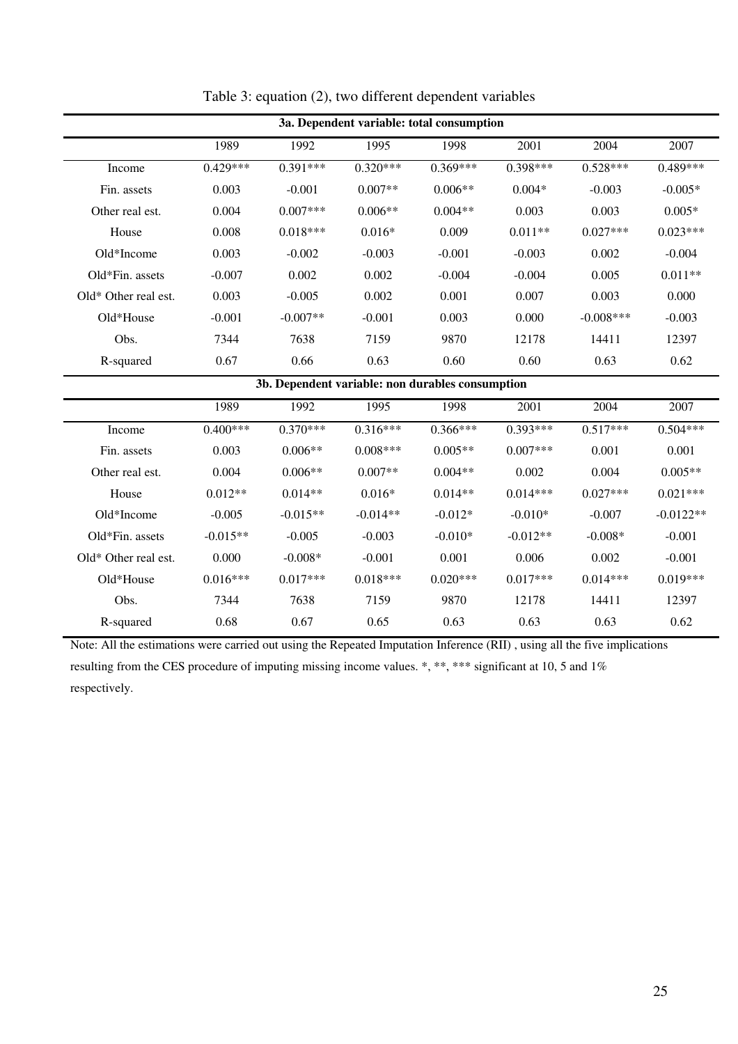Table 3: equation (2), two different dependent variables

| 3a. Dependent variable: total consumption | | | | | | | |
|---|---|---|---|---|---|---|---|
| | 1989 | 1992 | 1995 | 1998 | 2001 | 2004 | 2007 |
| Income | 0.429*** | 0.391*** | 0.320*** | 0.369*** | 0.398*** | 0.528*** | 0.489*** |
| Fin. assets | 0.003 | -0.001 | 0.007** | 0.006** | 0.004* | -0.003 | -0.005* |
| Other real est. | 0.004 | 0.007*** | 0.006** | 0.004** | 0.003 | 0.003 | 0.005* |
| House | 0.008 | 0.018*** | 0.016* | 0.009 | 0.011** | 0.027*** | 0.023*** |
| Old*Income | 0.003 | -0.002 | -0.003 | -0.001 | -0.003 | 0.002 | -0.004 |
| Old*Fin. assets | -0.007 | 0.002 | 0.002 | -0.004 | -0.004 | 0.005 | 0.011** |
| Old* Other real est. | 0.003 | -0.005 | 0.002 | 0.001 | 0.007 | 0.003 | 0.000 |
| Old*House | -0.001 | -0.007** | -0.001 | 0.003 | 0.000 | -0.008*** | -0.003 |
| Obs. | 7344 | 7638 | 7159 | 9870 | 12178 | 14411 | 12397 |
| R-squared | 0.67 | 0.66 | 0.63 | 0.60 | 0.60 | 0.63 | 0.62 |

| 3b. Dependent variable: non durables consumption | | | | | | | |
|---|---|---|---|---|---|---|---|
| | 1989 | 1992 | 1995 | 1998 | 2001 | 2004 | 2007 |
| Income | 0.400*** | 0.370*** | 0.316*** | 0.366*** | 0.393*** | 0.517*** | 0.504*** |
| Fin. assets | 0.003 | 0.006** | 0.008*** | 0.005** | 0.007*** | 0.001 | 0.001 |
| Other real est. | 0.004 | 0.006** | 0.007** | 0.004** | 0.002 | 0.004 | 0.005** |
| House | 0.012** | 0.014** | 0.016* | 0.014** | 0.014*** | 0.027*** | 0.021*** |
| Old*Income | -0.005 | -0.015** | -0.014** | -0.012* | -0.010* | -0.007 | -0.0122** |
| Old*Fin. assets | -0.015** | -0.005 | -0.003 | -0.010* | -0.012** | -0.008* | -0.001 |
| Old* Other real est. | 0.000 | -0.008* | -0.001 | 0.001 | 0.006 | 0.002 | -0.001 |
| Old*House | 0.016*** | 0.017*** | 0.018*** | 0.020*** | 0.017*** | 0.014*** | 0.019*** |
| Obs. | 7344 | 7638 | 7159 | 9870 | 12178 | 14411 | 12397 |
| R-squared | 0.68 | 0.67 | 0.65 | 0.63 | 0.63 | 0.63 | 0.62 |

Note: All the estimations were carried out using the Repeated Imputation Inference (RII) , using all the five implications resulting from the CES procedure of imputing missing income values. *, **, *** significant at 10, 5 and 1% respectively.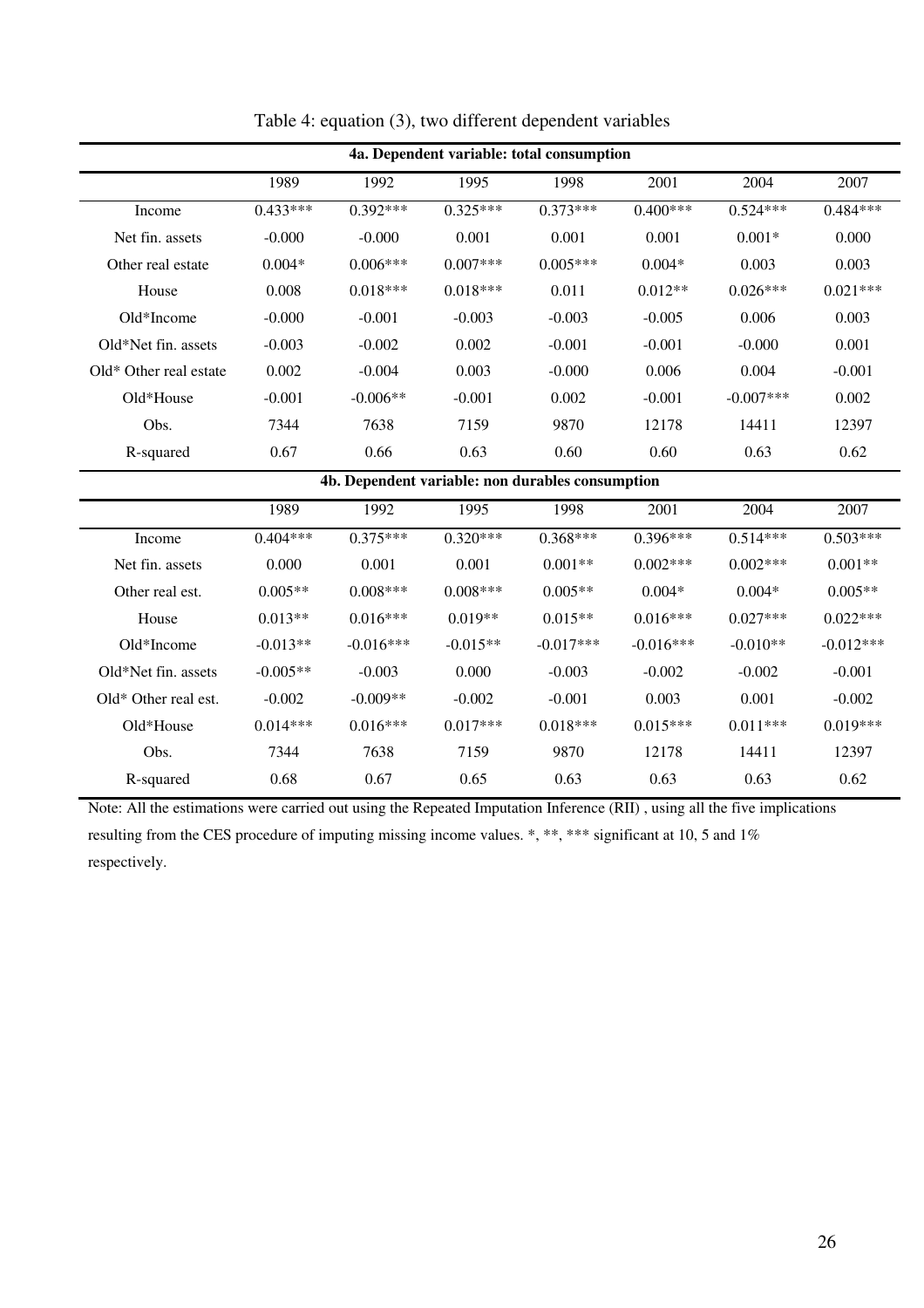Table 4: equation (3), two different dependent variables

| 4a. Dependent variable: total consumption | | | | | | | |
|---|---|---|---|---|---|---|---|
| | 1989 | 1992 | 1995 | 1998 | 2001 | 2004 | 2007 |
| Income | 0.433*** | 0.392*** | 0.325*** | 0.373*** | 0.400*** | 0.524*** | 0.484*** |
| Net fin. assets | -0.000 | -0.000 | 0.001 | 0.001 | 0.001 | 0.001* | 0.000 |
| Other real estate | 0.004* | 0.006*** | 0.007*** | 0.005*** | 0.004* | 0.003 | 0.003 |
| House | 0.008 | 0.018*** | 0.018*** | 0.011 | 0.012** | 0.026*** | 0.021*** |
| Old*Income | -0.000 | -0.001 | -0.003 | -0.003 | -0.005 | 0.006 | 0.003 |
| Old*Net fin. assets | -0.003 | -0.002 | 0.002 | -0.001 | -0.001 | -0.000 | 0.001 |
| Old* Other real estate | 0.002 | -0.004 | 0.003 | -0.000 | 0.006 | 0.004 | -0.001 |
| Old*House | -0.001 | -0.006** | -0.001 | 0.002 | -0.001 | -0.007*** | 0.002 |
| Obs. | 7344 | 7638 | 7159 | 9870 | 12178 | 14411 | 12397 |
| R-squared | 0.67 | 0.66 | 0.63 | 0.60 | 0.60 | 0.63 | 0.62 |

| 4b. Dependent variable: non durables consumption | | | | | | | |
|---|---|---|---|---|---|---|---|
| | 1989 | 1992 | 1995 | 1998 | 2001 | 2004 | 2007 |
| Income | 0.404*** | 0.375*** | 0.320*** | 0.368*** | 0.396*** | 0.514*** | 0.503*** |
| Net fin. assets | 0.000 | 0.001 | 0.001 | 0.001** | 0.002*** | 0.002*** | 0.001** |
| Other real est. | 0.005** | 0.008*** | 0.008*** | 0.005** | 0.004* | 0.004* | 0.005** |
| House | 0.013** | 0.016*** | 0.019** | 0.015** | 0.016*** | 0.027*** | 0.022*** |
| Old*Income | -0.013** | -0.016*** | -0.015** | -0.017*** | -0.016*** | -0.010** | -0.012*** |
| Old*Net fin. assets | -0.005** | -0.003 | 0.000 | -0.003 | -0.002 | -0.002 | -0.001 |
| Old* Other real est. | -0.002 | -0.009** | -0.002 | -0.001 | 0.003 | 0.001 | -0.002 |
| Old*House | 0.014*** | 0.016*** | 0.017*** | 0.018*** | 0.015*** | 0.011*** | 0.019*** |
| Obs. | 7344 | 7638 | 7159 | 9870 | 12178 | 14411 | 12397 |
| R-squared | 0.68 | 0.67 | 0.65 | 0.63 | 0.63 | 0.63 | 0.62 |

Note: All the estimations were carried out using the Repeated Imputation Inference (RII) , using all the five implications resulting from the CES procedure of imputing missing income values. *, **, *** significant at 10, 5 and 1% respectively.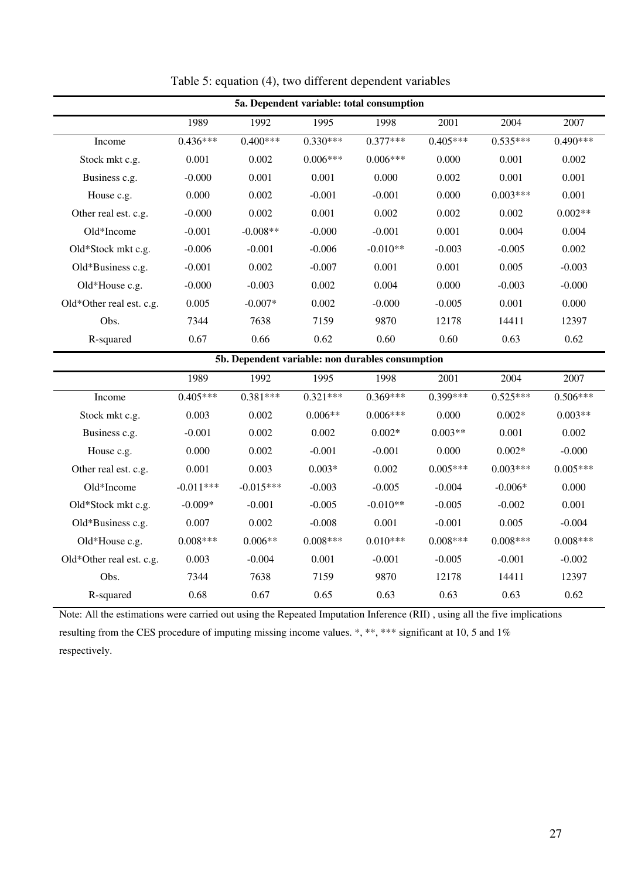Table 5: equation (4), two different dependent variables

| **5a. Dependent variable: total consumption** | | | | | | | |
|---|---|---|---|---|---|---|---|
| | 1989 | 1992 | 1995 | 1998 | 2001 | 2004 | 2007 |
| Income | 0.436*** | 0.400*** | 0.330*** | 0.377*** | 0.405*** | 0.535*** | 0.490*** |
| Stock mkt c.g. | 0.001 | 0.002 | 0.006*** | 0.006*** | 0.000 | 0.001 | 0.002 |
| Business c.g. | -0.000 | 0.001 | 0.001 | 0.000 | 0.002 | 0.001 | 0.001 |
| House c.g. | 0.000 | 0.002 | -0.001 | -0.001 | 0.000 | 0.003*** | 0.001 |
| Other real est. c.g. | -0.000 | 0.002 | 0.001 | 0.002 | 0.002 | 0.002 | 0.002** |
| Old*Income | -0.001 | -0.008** | -0.000 | -0.001 | 0.001 | 0.004 | 0.004 |
| Old*Stock mkt c.g. | -0.006 | -0.001 | -0.006 | -0.010** | -0.003 | -0.005 | 0.002 |
| Old*Business c.g. | -0.001 | 0.002 | -0.007 | 0.001 | 0.001 | 0.005 | -0.003 |
| Old*House c.g. | -0.000 | -0.003 | 0.002 | 0.004 | 0.000 | -0.003 | -0.000 |
| Old*Other real est. c.g. | 0.005 | -0.007* | 0.002 | -0.000 | -0.005 | 0.001 | 0.000 |
| Obs. | 7344 | 7638 | 7159 | 9870 | 12178 | 14411 | 12397 |
| R-squared | 0.67 | 0.66 | 0.62 | 0.60 | 0.60 | 0.63 | 0.62 |
| **5b. Dependent variable: non durables consumption** | | | | | | | |
| | 1989 | 1992 | 1995 | 1998 | 2001 | 2004 | 2007 |
| Income | 0.405*** | 0.381*** | 0.321*** | 0.369*** | 0.399*** | 0.525*** | 0.506*** |
| Stock mkt c.g. | 0.003 | 0.002 | 0.006** | 0.006*** | 0.000 | 0.002* | 0.003** |
| Business c.g. | -0.001 | 0.002 | 0.002 | 0.002* | 0.003** | 0.001 | 0.002 |
| House c.g. | 0.000 | 0.002 | -0.001 | -0.001 | 0.000 | 0.002* | -0.000 |
| Other real est. c.g. | 0.001 | 0.003 | 0.003* | 0.002 | 0.005*** | 0.003*** | 0.005*** |
| Old*Income | -0.011*** | -0.015*** | -0.003 | -0.005 | -0.004 | -0.006* | 0.000 |
| Old*Stock mkt c.g. | -0.009* | -0.001 | -0.005 | -0.010** | -0.005 | -0.002 | 0.001 |
| Old*Business c.g. | 0.007 | 0.002 | -0.008 | 0.001 | -0.001 | 0.005 | -0.004 |
| Old*House c.g. | 0.008*** | 0.006** | 0.008*** | 0.010*** | 0.008*** | 0.008*** | 0.008*** |
| Old*Other real est. c.g. | 0.003 | -0.004 | 0.001 | -0.001 | -0.005 | -0.001 | -0.002 |
| Obs. | 7344 | 7638 | 7159 | 9870 | 12178 | 14411 | 12397 |
| R-squared | 0.68 | 0.67 | 0.65 | 0.63 | 0.63 | 0.63 | 0.62 |

Note: All the estimations were carried out using the Repeated Imputation Inference (RII) , using all the five implications resulting from the CES procedure of imputing missing income values. *, **, *** significant at 10, 5 and 1% respectively.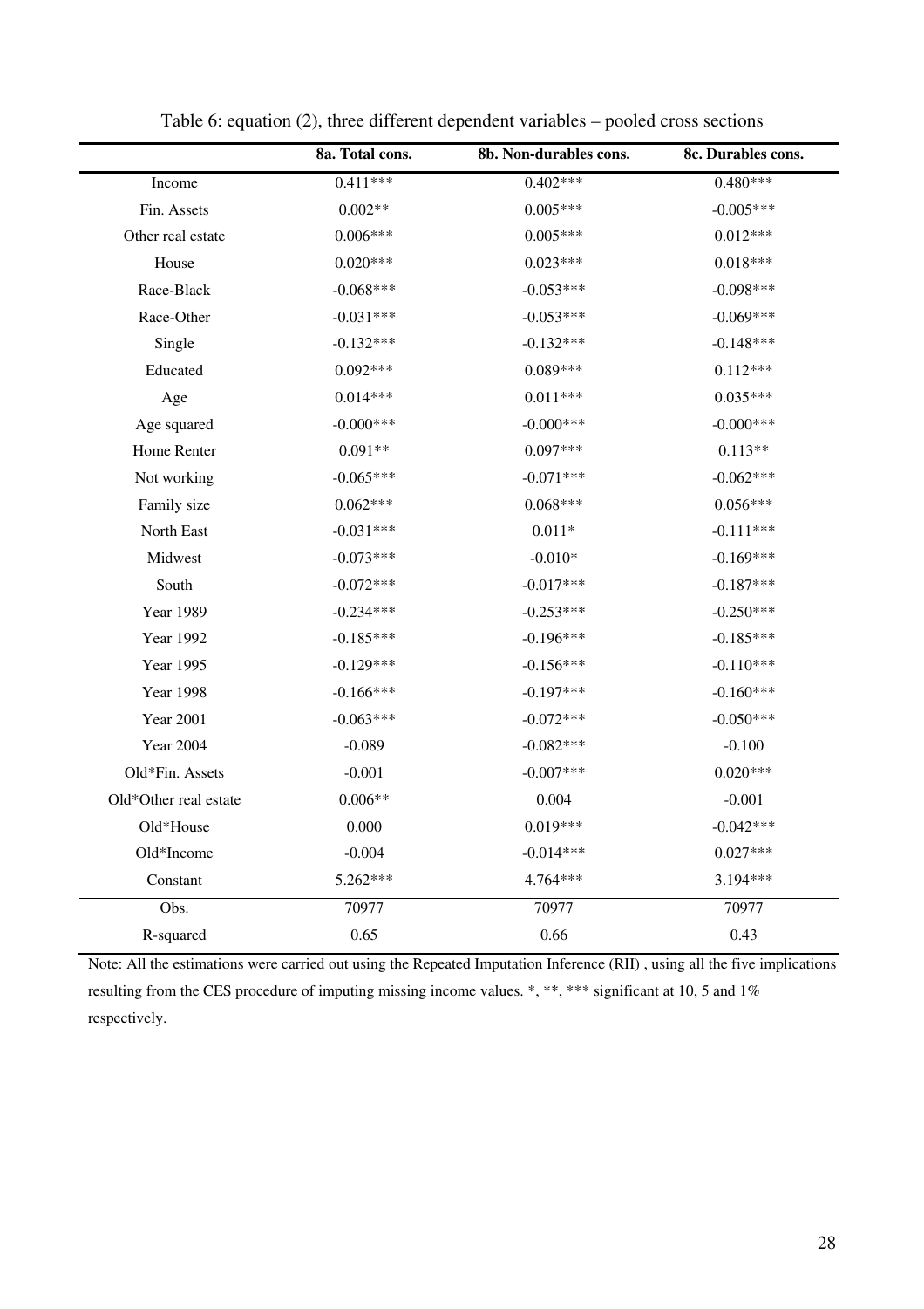Table 6: equation (2), three different dependent variables – pooled cross sections

| | 8a. Total cons. | 8b. Non-durables cons. | 8c. Durables cons. |
|---|---|---|---|
| Income | 0.411*** | 0.402*** | 0.480*** |
| Fin. Assets | 0.002** | 0.005*** | -0.005*** |
| Other real estate | 0.006*** | 0.005*** | 0.012*** |
| House | 0.020*** | 0.023*** | 0.018*** |
| Race-Black | -0.068*** | -0.053*** | -0.098*** |
| Race-Other | -0.031*** | -0.053*** | -0.069*** |
| Single | -0.132*** | -0.132*** | -0.148*** |
| Educated | 0.092*** | 0.089*** | 0.112*** |
| Age | 0.014*** | 0.011*** | 0.035*** |
| Age squared | -0.000*** | -0.000*** | -0.000*** |
| Home Renter | 0.091** | 0.097*** | 0.113** |
| Not working | -0.065*** | -0.071*** | -0.062*** |
| Family size | 0.062*** | 0.068*** | 0.056*** |
| North East | -0.031*** | 0.011* | -0.111*** |
| Midwest | -0.073*** | -0.010* | -0.169*** |
| South | -0.072*** | -0.017*** | -0.187*** |
| Year 1989 | -0.234*** | -0.253*** | -0.250*** |
| Year 1992 | -0.185*** | -0.196*** | -0.185*** |
| Year 1995 | -0.129*** | -0.156*** | -0.110*** |
| Year 1998 | -0.166*** | -0.197*** | -0.160*** |
| Year 2001 | -0.063*** | -0.072*** | -0.050*** |
| Year 2004 | -0.089 | -0.082*** | -0.100 |
| Old*Fin. Assets | -0.001 | -0.007*** | 0.020*** |
| Old*Other real estate | 0.006** | 0.004 | -0.001 |
| Old*House | 0.000 | 0.019*** | -0.042*** |
| Old*Income | -0.004 | -0.014*** | 0.027*** |
| Constant | 5.262*** | 4.764*** | 3.194*** |
| Obs. | 70977 | 70977 | 70977 |
| R-squared | 0.65 | 0.66 | 0.43 |

Note: All the estimations were carried out using the Repeated Imputation Inference (RII) , using all the five implications resulting from the CES procedure of imputing missing income values. *, **, *** significant at 10, 5 and 1% respectively.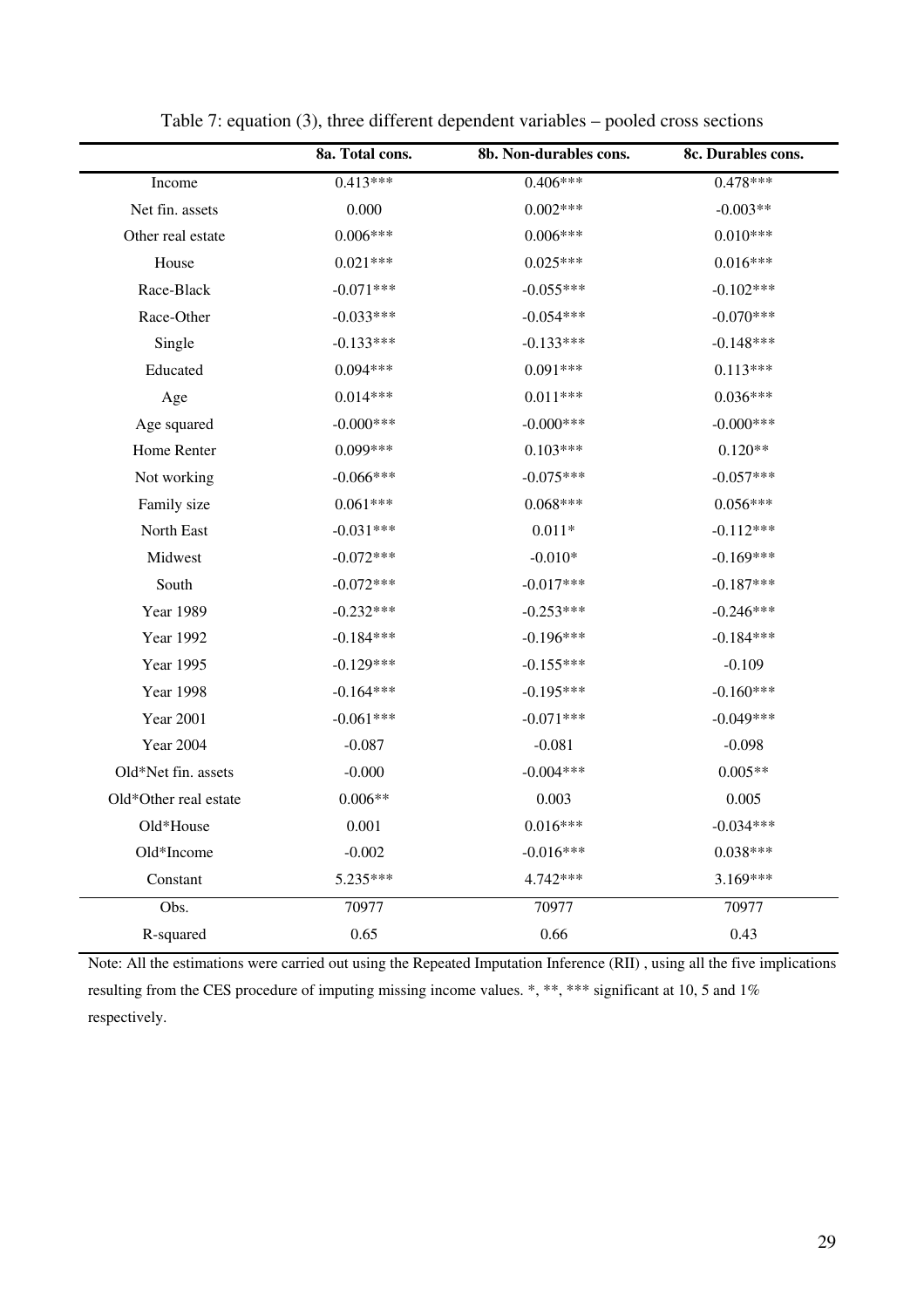Table 7: equation (3), three different dependent variables – pooled cross sections

| | 8a. Total cons. | 8b. Non-durables cons. | 8c. Durables cons. |
|---|---|---|---|
| Income | 0.413*** | 0.406*** | 0.478*** |
| Net fin. assets | 0.000 | 0.002*** | -0.003** |
| Other real estate | 0.006*** | 0.006*** | 0.010*** |
| House | 0.021*** | 0.025*** | 0.016*** |
| Race-Black | -0.071*** | -0.055*** | -0.102*** |
| Race-Other | -0.033*** | -0.054*** | -0.070*** |
| Single | -0.133*** | -0.133*** | -0.148*** |
| Educated | 0.094*** | 0.091*** | 0.113*** |
| Age | 0.014*** | 0.011*** | 0.036*** |
| Age squared | -0.000*** | -0.000*** | -0.000*** |
| Home Renter | 0.099*** | 0.103*** | 0.120** |
| Not working | -0.066*** | -0.075*** | -0.057*** |
| Family size | 0.061*** | 0.068*** | 0.056*** |
| North East | -0.031*** | 0.011* | -0.112*** |
| Midwest | -0.072*** | -0.010* | -0.169*** |
| South | -0.072*** | -0.017*** | -0.187*** |
| Year 1989 | -0.232*** | -0.253*** | -0.246*** |
| Year 1992 | -0.184*** | -0.196*** | -0.184*** |
| Year 1995 | -0.129*** | -0.155*** | -0.109 |
| Year 1998 | -0.164*** | -0.195*** | -0.160*** |
| Year 2001 | -0.061*** | -0.071*** | -0.049*** |
| Year 2004 | -0.087 | -0.081 | -0.098 |
| Old*Net fin. assets | -0.000 | -0.004*** | 0.005** |
| Old*Other real estate | 0.006** | 0.003 | 0.005 |
| Old*House | 0.001 | 0.016*** | -0.034*** |
| Old*Income | -0.002 | -0.016*** | 0.038*** |
| Constant | 5.235*** | 4.742*** | 3.169*** |
| Obs. | 70977 | 70977 | 70977 |
| R-squared | 0.65 | 0.66 | 0.43 |

Note: All the estimations were carried out using the Repeated Imputation Inference (RII) , using all the five implications resulting from the CES procedure of imputing missing income values. *, **, *** significant at 10, 5 and 1% respectively.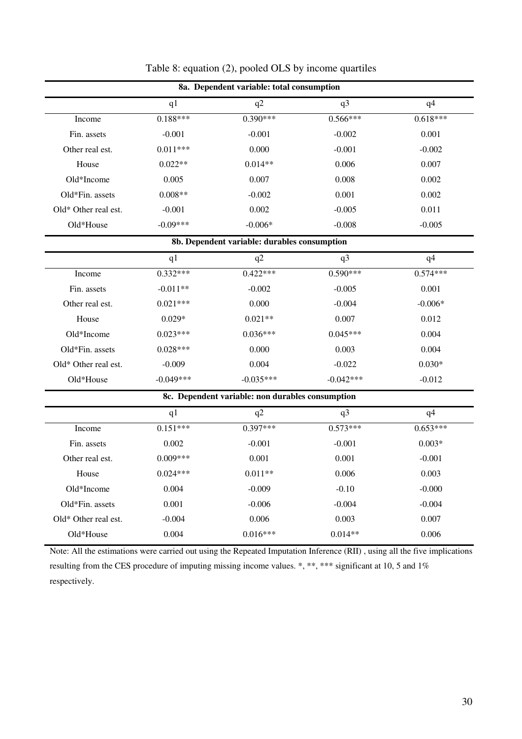Table 8: equation (2), pooled OLS by income quartiles

| | q1 | q2 | q3 | q4 |
|---|---|---|---|---|
| **8a. Dependent variable: total consumption** | | | | |
| Income | 0.188*** | 0.390*** | 0.566*** | 0.618*** |
| Fin. assets | -0.001 | -0.001 | -0.002 | 0.001 |
| Other real est. | 0.011*** | 0.000 | -0.001 | -0.002 |
| House | 0.022** | 0.014** | 0.006 | 0.007 |
| Old*Income | 0.005 | 0.007 | 0.008 | 0.002 |
| Old*Fin. assets | 0.008** | -0.002 | 0.001 | 0.002 |
| Old* Other real est. | -0.001 | 0.002 | -0.005 | 0.011 |
| Old*House | -0.09*** | -0.006* | -0.008 | -0.005 |
| **8b. Dependent variable: durables consumption** | | | | |
| | q1 | q2 | q3 | q4 |
| Income | 0.332*** | 0.422*** | 0.590*** | 0.574*** |
| Fin. assets | -0.011** | -0.002 | -0.005 | 0.001 |
| Other real est. | 0.021*** | 0.000 | -0.004 | -0.006* |
| House | 0.029* | 0.021** | 0.007 | 0.012 |
| Old*Income | 0.023*** | 0.036*** | 0.045*** | 0.004 |
| Old*Fin. assets | 0.028*** | 0.000 | 0.003 | 0.004 |
| Old* Other real est. | -0.009 | 0.004 | -0.022 | 0.030* |
| Old*House | -0.049*** | -0.035*** | -0.042*** | -0.012 |
| **8c. Dependent variable: non durables consumption** | | | | |
| | q1 | q2 | q3 | q4 |
| Income | 0.151*** | 0.397*** | 0.573*** | 0.653*** |
| Fin. assets | 0.002 | -0.001 | -0.001 | 0.003* |
| Other real est. | 0.009*** | 0.001 | 0.001 | -0.001 |
| House | 0.024*** | 0.011** | 0.006 | 0.003 |
| Old*Income | 0.004 | -0.009 | -0.10 | -0.000 |
| Old*Fin. assets | 0.001 | -0.006 | -0.004 | -0.004 |
| Old* Other real est. | -0.004 | 0.006 | 0.003 | 0.007 |
| Old*House | 0.004 | 0.016*** | 0.014** | 0.006 |

Note: All the estimations were carried out using the Repeated Imputation Inference (RII) , using all the five implications resulting from the CES procedure of imputing missing income values. *, **, *** significant at 10, 5 and 1% respectively.